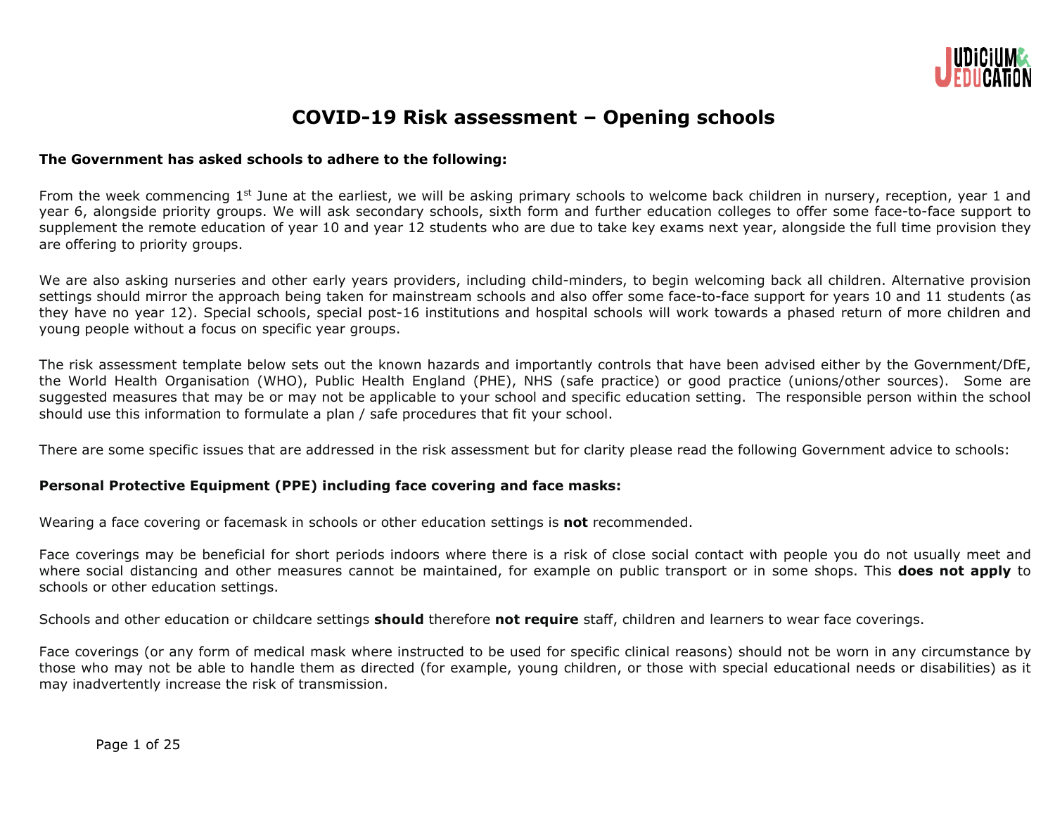# COVID-19 Risk assessment – Opening schools

**The Government has asked schools to adhere to the following:**

From the week commencing 1st June at the earliest, we will be asking primary schools to welcome back children in nursery, reception, year 1 and year 6, alongside priority groups. We will ask secondary schools, sixth form and further education colleges to offer some face-to-face support to supplement the remote education of year 10 and year 12 students who are due to take key exams next year, alongside the full time provision they are offering to priority groups.

We are also asking nurseries and other early years providers, including child-minders, to begin welcoming back all children. Alternative provision settings should mirror the approach being taken for mainstream schools and also offer some face-to-face support for years 10 and 11 students (as they have no year 12). Special schools, special post-16 institutions and hospital schools will work towards a phased return of more children and young people without a focus on specific year groups.

The risk assessment template below sets out the known hazards and importantly controls that have been advised either by the Government/DfE, the World Health Organisation (WHO), Public Health England (PHE), NHS (safe practice) or good practice (unions/other sources). Some are suggested measures that may be or may not be applicable to your school and specific education setting. The responsible person within the school should use this information to formulate a plan / safe procedures that fit your school.

There are some specific issues that are addressed in the risk assessment but for clarity please read the following Government advice to schools:

**Personal Protective Equipment (PPE) including face covering and face masks:**

Wearing a face covering or facemask in schools or other education settings is **not** recommended.

Face coverings may be beneficial for short periods indoors where there is a risk of close social contact with people you do not usually meet and where social distancing and other measures cannot be maintained, for example on public transport or in some shops. This **does not apply** to schools or other education settings.

Schools and other education or childcare settings **should** therefore **not require** staff, children and learners to wear face coverings.

Face coverings (or any form of medical mask where instructed to be used for specific clinical reasons) should not be worn in any circumstance by those who may not be able to handle them as directed (for example, young children, or those with special educational needs or disabilities) as it may inadvertently increase the risk of transmission.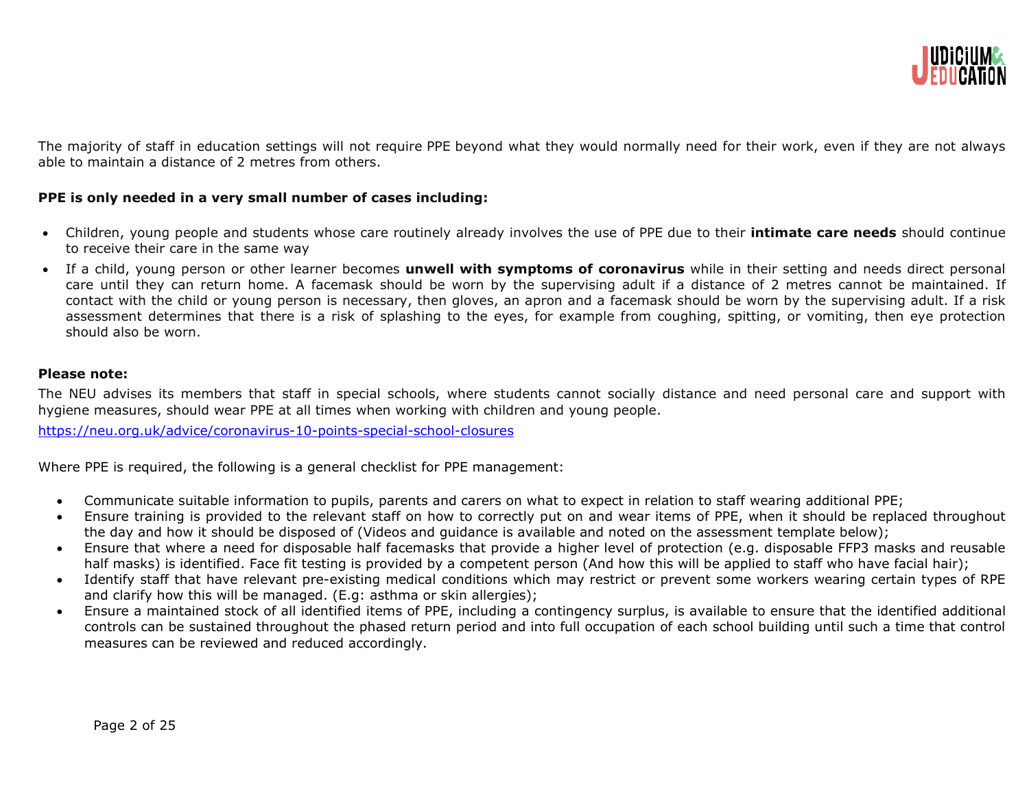The majority of staff in education settings will not require PPE beyond what they would normally need for their work, even if they are not always able to maintain a distance of 2 metres from others.

**PPE is only needed in a very small number of cases including:**

- Children, young people and students whose care routinely already involves the use of PPE due to their **intimate care needs** should continue to receive their care in the same way
- If a child, young person or other learner becomes **unwell with symptoms of coronavirus** while in their setting and needs direct personal care until they can return home. A facemask should be worn by the supervising adult if a distance of 2 metres cannot be maintained. If contact with the child or young person is necessary, then gloves, an apron and a facemask should be worn by the supervising adult. If a risk assessment determines that there is a risk of splashing to the eyes, for example from coughing, spitting, or vomiting, then eye protection should also be worn.

**Please note:**

The NEU advises its members that staff in special schools, where students cannot socially distance and need personal care and support with hygiene measures, should wear PPE at all times when working with children and young people.

https://neu.org.uk/advice/coronavirus-10-points-special-school-closures

Where PPE is required, the following is a general checklist for PPE management:

- Communicate suitable information to pupils, parents and carers on what to expect in relation to staff wearing additional PPE;
- Ensure training is provided to the relevant staff on how to correctly put on and wear items of PPE, when it should be replaced throughout the day and how it should be disposed of (Videos and guidance is available and noted on the assessment template below);
- Ensure that where a need for disposable half facemasks that provide a higher level of protection (e.g. disposable FFP3 masks and reusable half masks) is identified. Face fit testing is provided by a competent person (And how this will be applied to staff who have facial hair);
- Identify staff that have relevant pre-existing medical conditions which may restrict or prevent some workers wearing certain types of RPE and clarify how this will be managed. (E.g: asthma or skin allergies);
- Ensure a maintained stock of all identified items of PPE, including a contingency surplus, is available to ensure that the identified additional controls can be sustained throughout the phased return period and into full occupation of each school building until such a time that control measures can be reviewed and reduced accordingly.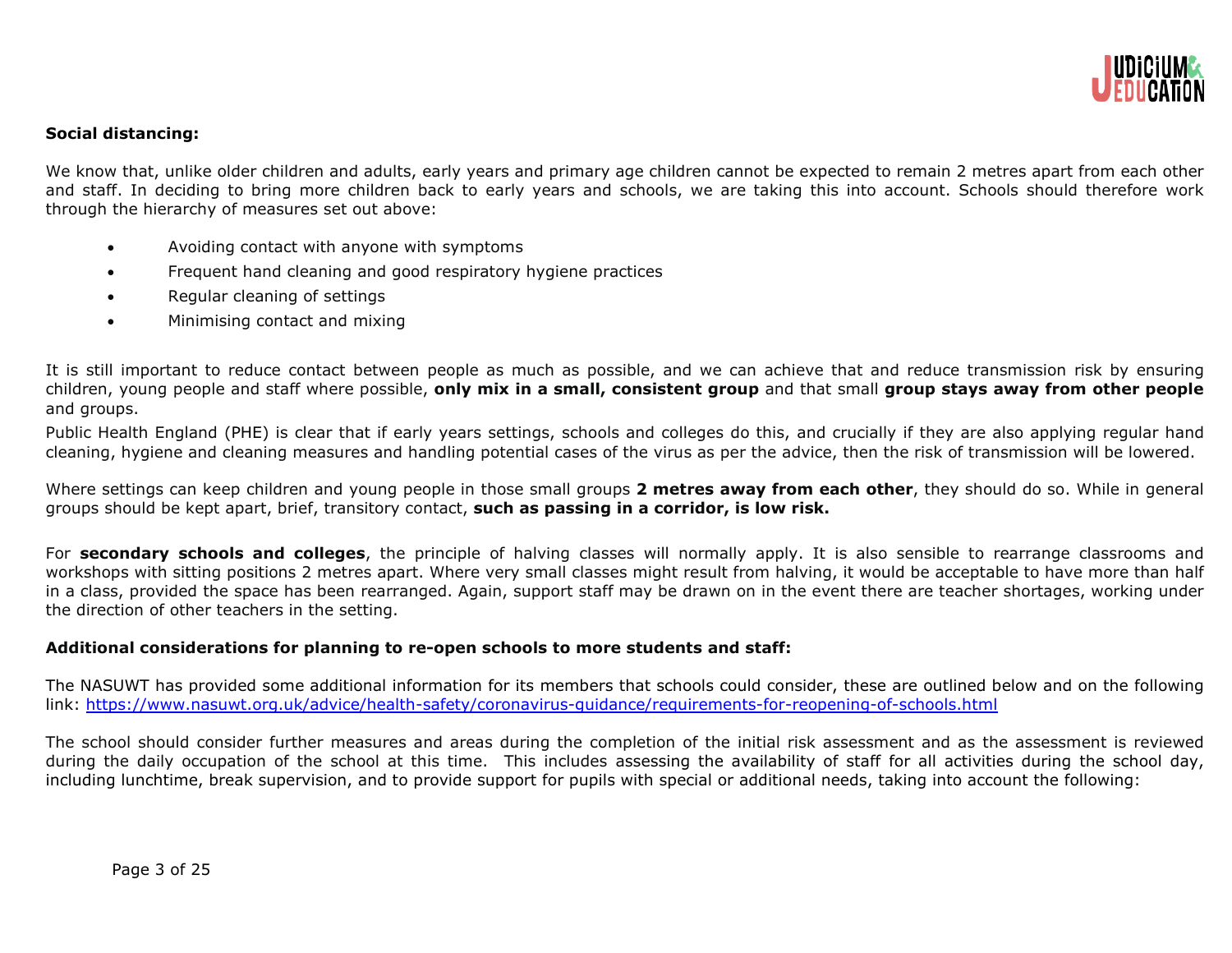**Social distancing:**

We know that, unlike older children and adults, early years and primary age children cannot be expected to remain 2 metres apart from each other and staff. In deciding to bring more children back to early years and schools, we are taking this into account. Schools should therefore work through the hierarchy of measures set out above:

- Avoiding contact with anyone with symptoms
- Frequent hand cleaning and good respiratory hygiene practices
- Regular cleaning of settings
- Minimising contact and mixing

It is still important to reduce contact between people as much as possible, and we can achieve that and reduce transmission risk by ensuring children, young people and staff where possible, **only mix in a small, consistent group** and that small **group stays away from other people** and groups.

Public Health England (PHE) is clear that if early years settings, schools and colleges do this, and crucially if they are also applying regular hand cleaning, hygiene and cleaning measures and handling potential cases of the virus as per the advice, then the risk of transmission will be lowered.

Where settings can keep children and young people in those small groups **2 metres away from each other**, they should do so. While in general groups should be kept apart, brief, transitory contact, **such as passing in a corridor, is low risk.**

For **secondary schools and colleges**, the principle of halving classes will normally apply. It is also sensible to rearrange classrooms and workshops with sitting positions 2 metres apart. Where very small classes might result from halving, it would be acceptable to have more than half in a class, provided the space has been rearranged. Again, support staff may be drawn on in the event there are teacher shortages, working under the direction of other teachers in the setting.

**Additional considerations for planning to re-open schools to more students and staff:**

The NASUWT has provided some additional information for its members that schools could consider, these are outlined below and on the following link: https://www.nasuwt.org.uk/advice/health-safety/coronavirus-guidance/requirements-for-reopening-of-schools.html

The school should consider further measures and areas during the completion of the initial risk assessment and as the assessment is reviewed during the daily occupation of the school at this time. This includes assessing the availability of staff for all activities during the school day, including lunchtime, break supervision, and to provide support for pupils with special or additional needs, taking into account the following: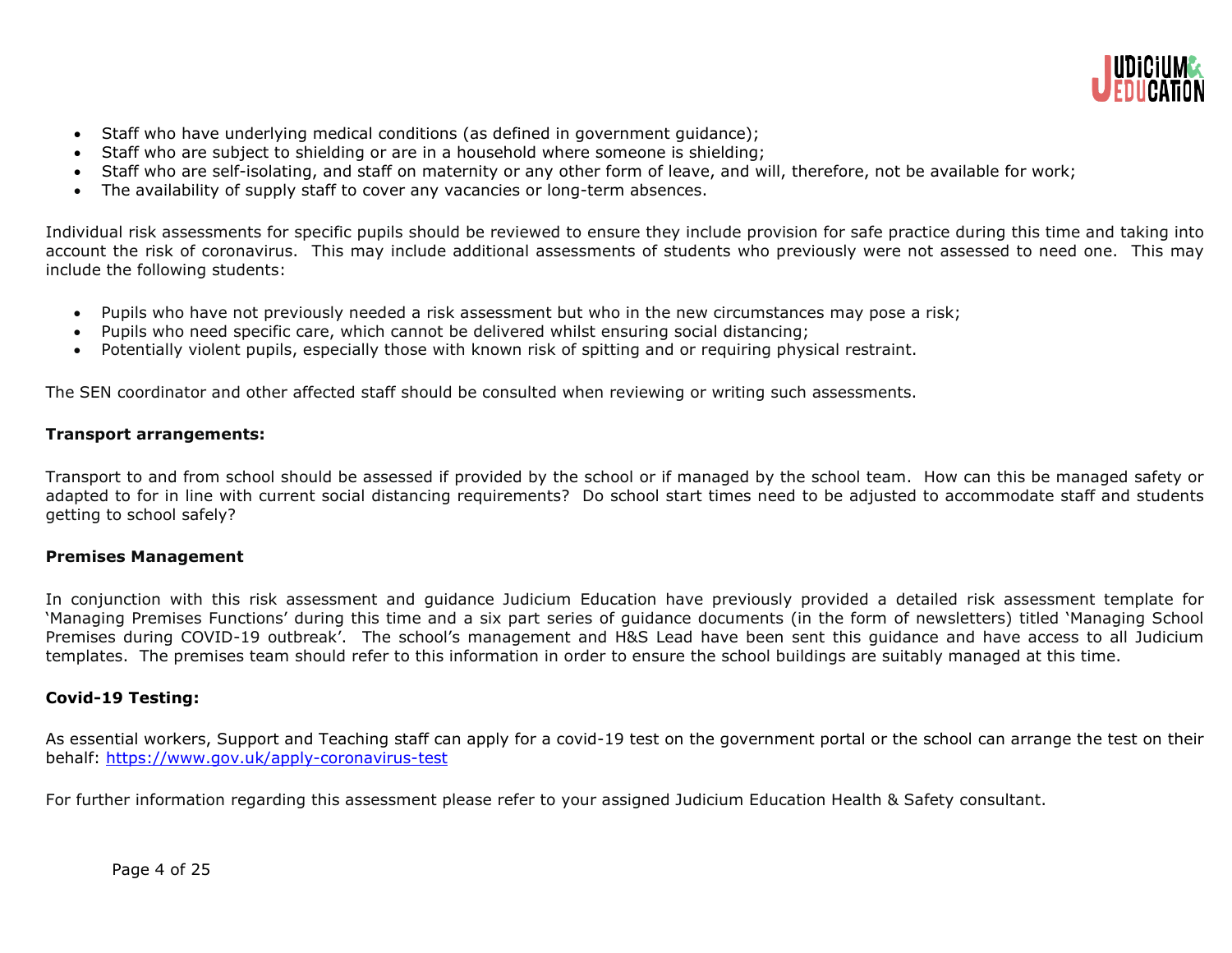- Staff who have underlying medical conditions (as defined in government guidance);
- Staff who are subject to shielding or are in a household where someone is shielding;
- Staff who are self-isolating, and staff on maternity or any other form of leave, and will, therefore, not be available for work;
- The availability of supply staff to cover any vacancies or long-term absences.

Individual risk assessments for specific pupils should be reviewed to ensure they include provision for safe practice during this time and taking into account the risk of coronavirus. This may include additional assessments of students who previously were not assessed to need one. This may include the following students:

- Pupils who have not previously needed a risk assessment but who in the new circumstances may pose a risk;
- Pupils who need specific care, which cannot be delivered whilst ensuring social distancing;
- Potentially violent pupils, especially those with known risk of spitting and or requiring physical restraint.

The SEN coordinator and other affected staff should be consulted when reviewing or writing such assessments.

**Transport arrangements:**

Transport to and from school should be assessed if provided by the school or if managed by the school team. How can this be managed safety or adapted to for in line with current social distancing requirements? Do school start times need to be adjusted to accommodate staff and students getting to school safely?

**Premises Management**

In conjunction with this risk assessment and guidance Judicium Education have previously provided a detailed risk assessment template for 'Managing Premises Functions' during this time and a six part series of guidance documents (in the form of newsletters) titled 'Managing School Premises during COVID-19 outbreak'. The school's management and H&S Lead have been sent this guidance and have access to all Judicium templates. The premises team should refer to this information in order to ensure the school buildings are suitably managed at this time.

**Covid-19 Testing:**

As essential workers, Support and Teaching staff can apply for a covid-19 test on the government portal or the school can arrange the test on their behalf: [https://www.gov.uk/apply-coronavirus-test](https://www.gov.uk/apply-coronavirus-test)

For further information regarding this assessment please refer to your assigned Judicium Education Health & Safety consultant.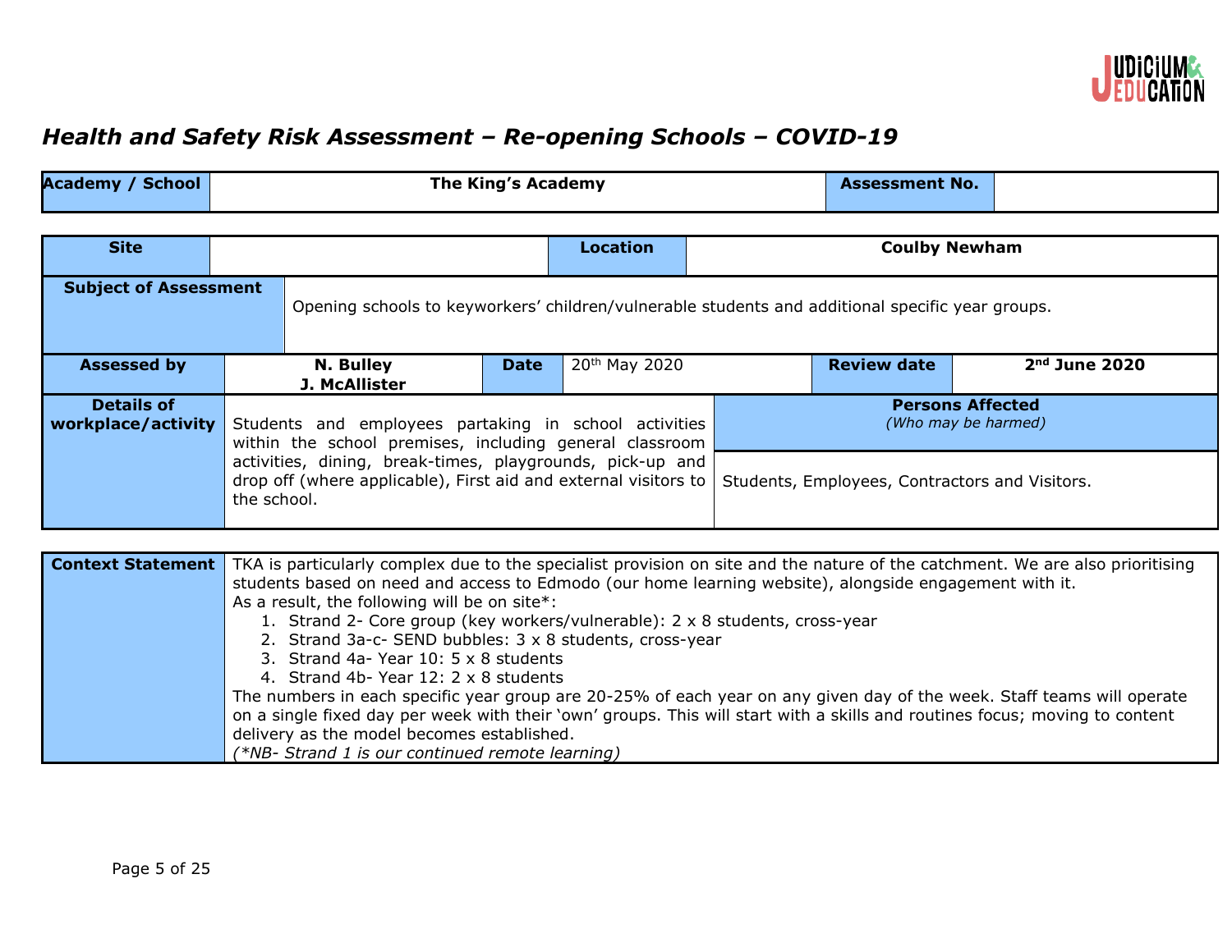# *Health and Safety Risk Assessment – Re-opening Schools – COVID-19*

| **Academy / School** | **The King's Academy** | **Assessment No.** | |
|---|---|---|---|

| **Site** | | **Location** | **Coulby Newham** |
|---|---|---|---|

| **Subject of Assessment** | Opening schools to keyworkers' children/vulnerable students and additional specific year groups. | | |
|---|---|---|---|
| **Assessed by** | **N. Bulley J. McAllister** | **Date** | 20th May 2020 |
| **Review date** | **2nd June 2020** | | |

| **Details of workplace/activity** | Students and employees partaking in school activities within the school premises, including general classroom activities, dining, break-times, playgrounds, pick-up and drop off (where applicable), First aid and external visitors to the school. | **Persons Affected** *(Who may be harmed)* |
|---|---|---|
| | | Students, Employees, Contractors and Visitors. |

| **Context Statement** | TKA is particularly complex due to the specialist provision on site and the nature of the catchment. We are also prioritising students based on need and access to Edmodo (our home learning website), alongside engagement with it.<br>As a result, the following will be on site*:<br>1. Strand 2- Core group (key workers/vulnerable): 2 x 8 students, cross-year<br>2. Strand 3a-c- SEND bubbles: 3 x 8 students, cross-year<br>3. Strand 4a- Year 10: 5 x 8 students<br>4. Strand 4b- Year 12: 2 x 8 students<br>The numbers in each specific year group are 20-25% of each year on any given day of the week. Staff teams will operate on a single fixed day per week with their 'own' groups. This will start with a skills and routines focus; moving to content delivery as the model becomes established.<br>*(*NB- Strand 1 is our continued remote learning)* |
|---|---|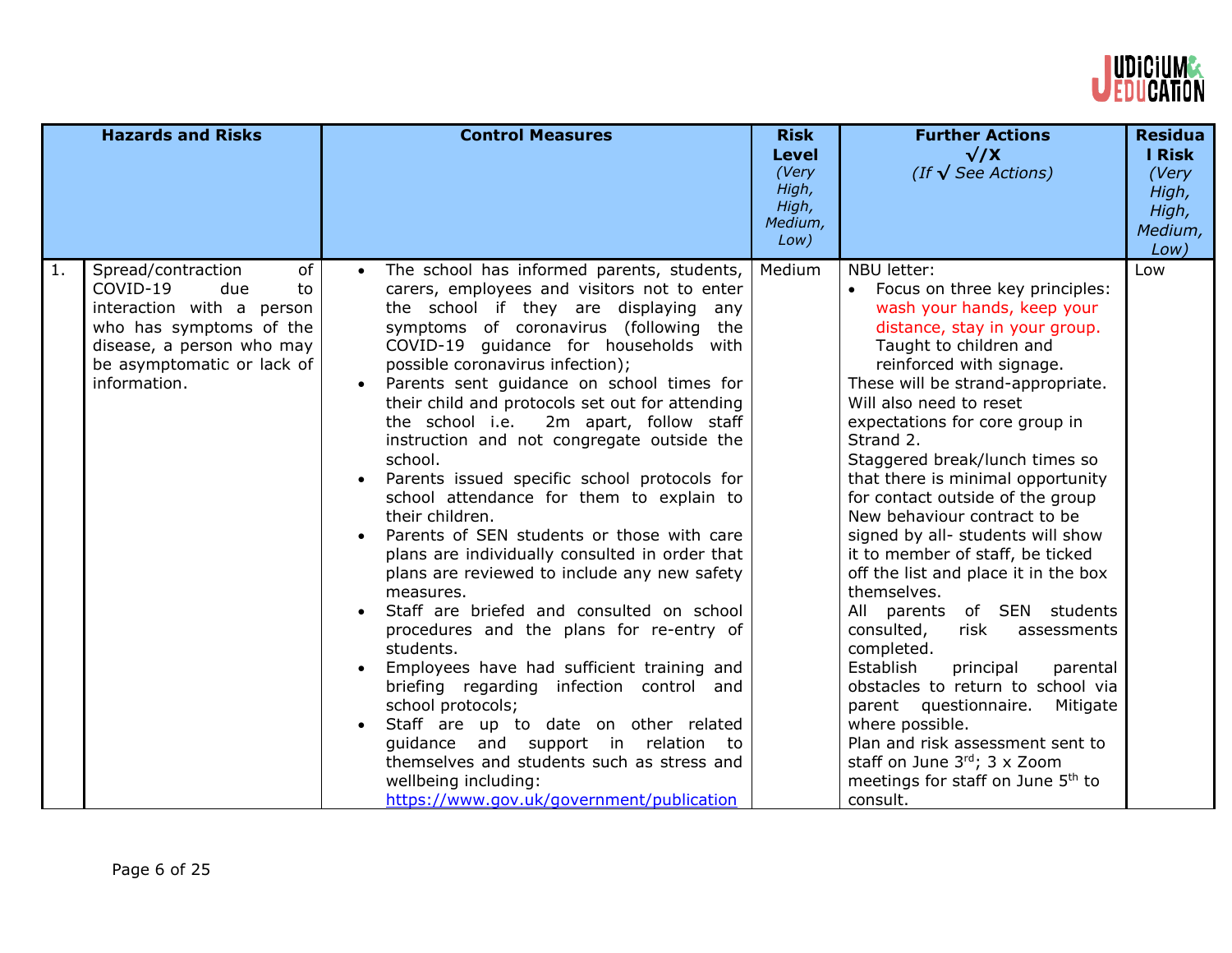| | Hazards and Risks | Control Measures | Risk Level *(Very High, High, Medium, Low)* | Further Actions √/X *(If √ See Actions)* | Residual Risk *(Very High, High, Medium, Low)* |
|---|---|---|---|---|---|
| 1. | Spread/contraction of COVID-19 due to interaction with a person who has symptoms of the disease, a person who may be asymptomatic or lack of information. | • The school has informed parents, students, carers, employees and visitors not to enter the school if they are displaying any symptoms of coronavirus (following the COVID-19 guidance for households with possible coronavirus infection);<br>• Parents sent guidance on school times for their child and protocols set out for attending the school i.e. 2m apart, follow staff instruction and not congregate outside the school.<br>• Parents issued specific school protocols for school attendance for them to explain to their children.<br>• Parents of SEN students or those with care plans are individually consulted in order that plans are reviewed to include any new safety measures.<br>• Staff are briefed and consulted on school procedures and the plans for re-entry of students.<br>• Employees have had sufficient training and briefing regarding infection control and school protocols;<br>• Staff are up to date on other related guidance and support in relation to themselves and students such as stress and wellbeing including: [https://www.gov.uk/government/publication](https://www.gov.uk/government/publication) | Medium | NBU letter:<br>• Focus on three key principles: wash your hands, keep your distance, stay in your group. Taught to children and reinforced with signage.<br>These will be strand-appropriate. Will also need to reset expectations for core group in Strand 2.<br>Staggered break/lunch times so that there is minimal opportunity for contact outside of the group<br>New behaviour contract to be signed by all- students will show it to member of staff, be ticked off the list and place it in the box themselves.<br>All parents of SEN students consulted, risk assessments completed.<br>Establish principal parental obstacles to return to school via parent questionnaire. Mitigate where possible.<br>Plan and risk assessment sent to staff on June 3rd; 3 x Zoom meetings for staff on June 5th to consult. | Low |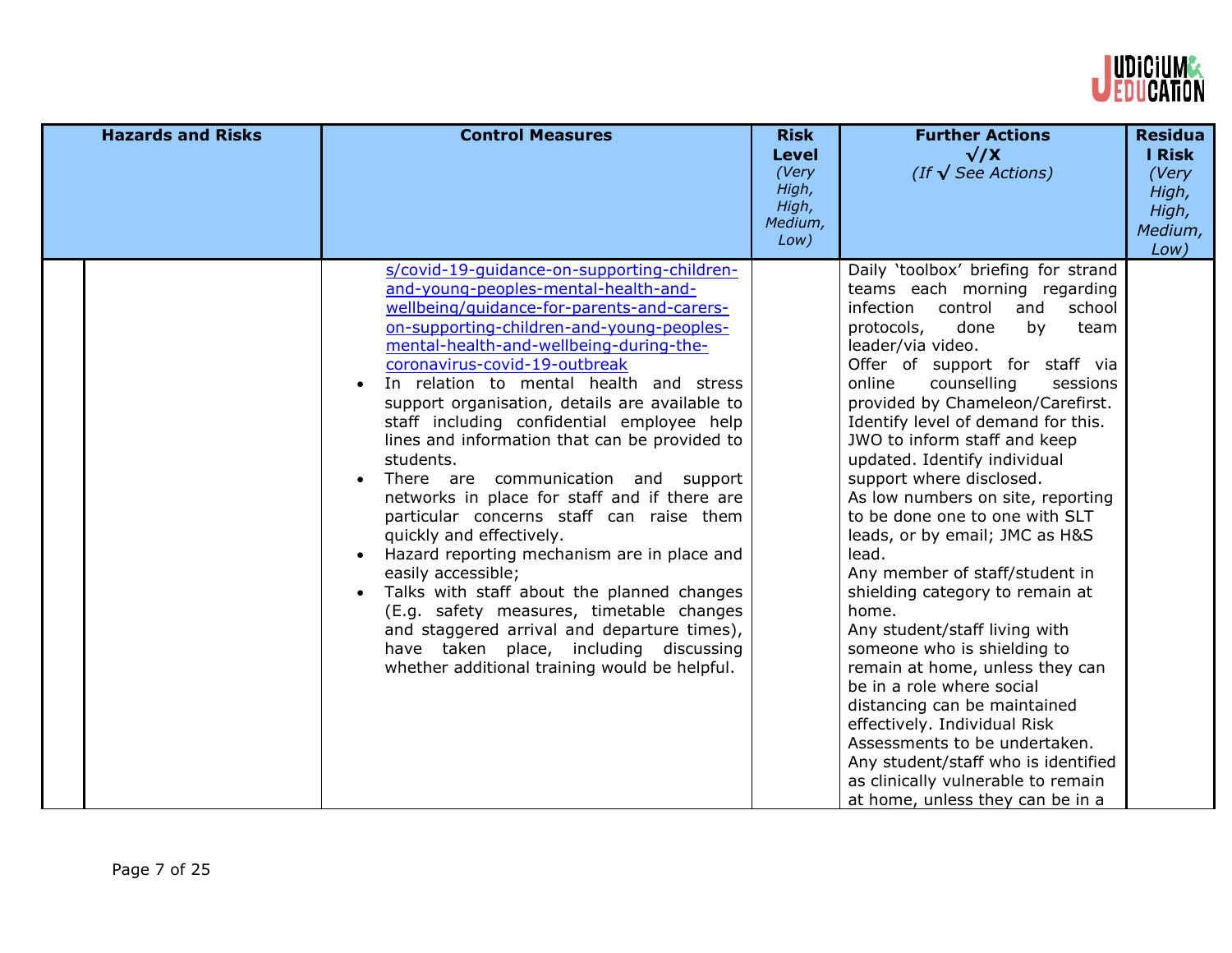| Hazards and Risks | Control Measures | Risk Level (Very High, High, Medium, Low) | Further Actions √/X (If √ See Actions) | Residual Risk (Very High, High, Medium, Low) |
|---|---|---|---|---|
| | s/covid-19-guidance-on-supporting-children-and-young-peoples-mental-health-and-wellbeing/guidance-for-parents-and-carers-on-supporting-children-and-young-peoples-mental-health-and-wellbeing-during-the-coronavirus-covid-19-outbreak<br>• In relation to mental health and stress support organisation, details are available to staff including confidential employee help lines and information that can be provided to students.<br>• There are communication and support networks in place for staff and if there are particular concerns staff can raise them quickly and effectively.<br>• Hazard reporting mechanism are in place and easily accessible;<br>• Talks with staff about the planned changes (E.g. safety measures, timetable changes and staggered arrival and departure times), have taken place, including discussing whether additional training would be helpful. | | Daily 'toolbox' briefing for strand teams each morning regarding infection control and school protocols, done by team leader/via video.<br>Offer of support for staff via online counselling sessions provided by Chameleon/Carefirst. Identify level of demand for this. JWO to inform staff and keep updated. Identify individual support where disclosed.<br>As low numbers on site, reporting to be done one to one with SLT leads, or by email; JMC as H&S lead.<br>Any member of staff/student in shielding category to remain at home.<br>Any student/staff living with someone who is shielding to remain at home, unless they can be in a role where social distancing can be maintained effectively. Individual Risk Assessments to be undertaken.<br>Any student/staff who is identified as clinically vulnerable to remain at home, unless they can be in a | |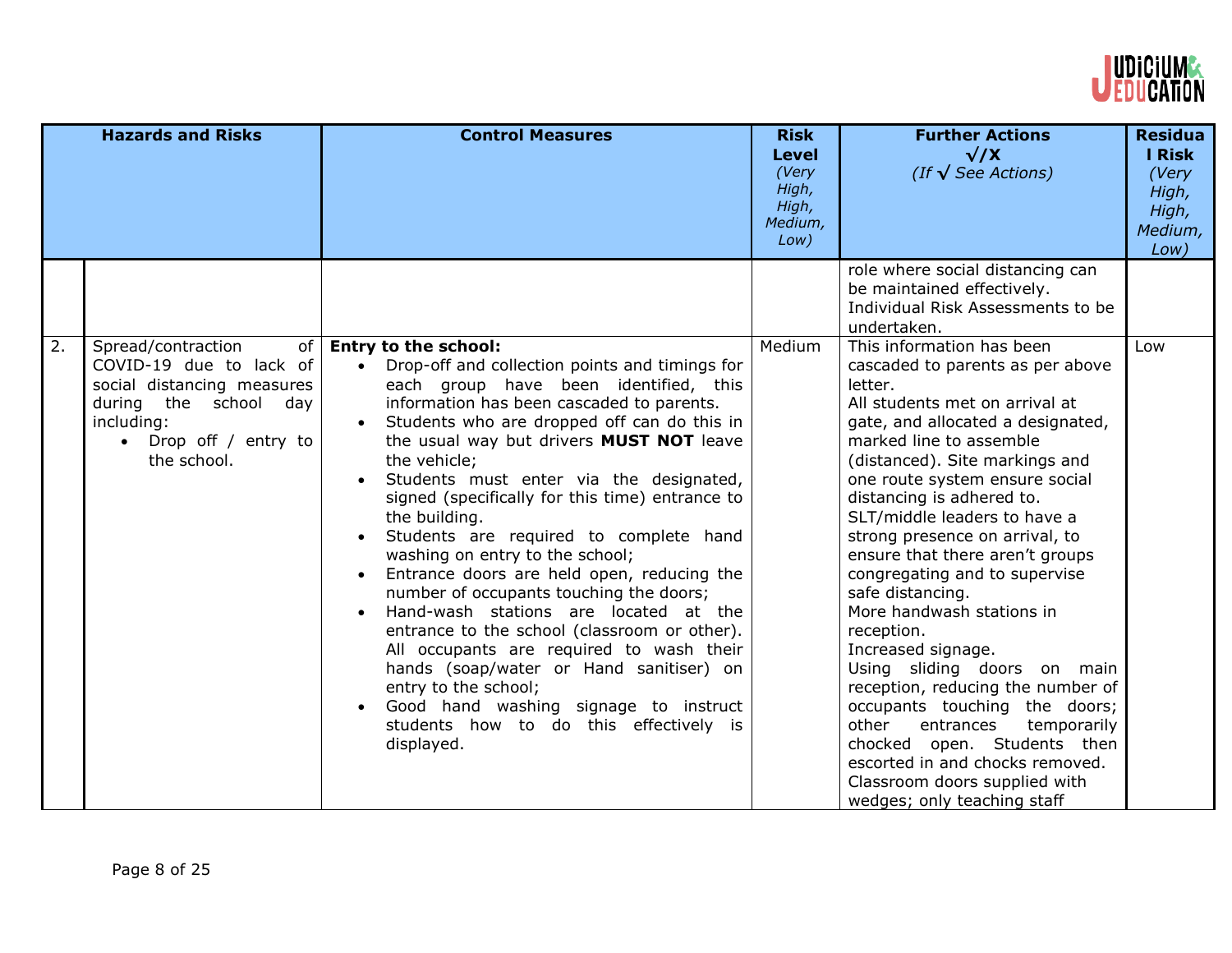| | Hazards and Risks | Control Measures | Risk Level (Very High, High, Medium, Low) | Further Actions √/X (If √ See Actions) | Residual Risk (Very High, High, Medium, Low) |
|---|---|---|---|---|---|
| | | | | role where social distancing can be maintained effectively. Individual Risk Assessments to be undertaken. | |
| 2. | Spread/contraction of COVID-19 due to lack of social distancing measures during the school day including: <br>• Drop off / entry to the school. | **Entry to the school:** <br>• Drop-off and collection points and timings for each group have been identified, this information has been cascaded to parents. <br>• Students who are dropped off can do this in the usual way but drivers **MUST NOT** leave the vehicle; <br>• Students must enter via the designated, signed (specifically for this time) entrance to the building. <br>• Students are required to complete hand washing on entry to the school; <br>• Entrance doors are held open, reducing the number of occupants touching the doors; <br>• Hand-wash stations are located at the entrance to the school (classroom or other). All occupants are required to wash their hands (soap/water or Hand sanitiser) on entry to the school; <br>• Good hand washing signage to instruct students how to do this effectively is displayed. | Medium | This information has been cascaded to parents as per above letter. <br>All students met on arrival at gate, and allocated a designated, marked line to assemble (distanced). Site markings and one route system ensure social distancing is adhered to. <br>SLT/middle leaders to have a strong presence on arrival, to ensure that there aren't groups congregating and to supervise safe distancing. <br>More handwash stations in reception. <br>Increased signage. <br>Using sliding doors on main reception, reducing the number of occupants touching the doors; other entrances temporarily chocked open. Students then escorted in and chocks removed. <br>Classroom doors supplied with wedges; only teaching staff | Low |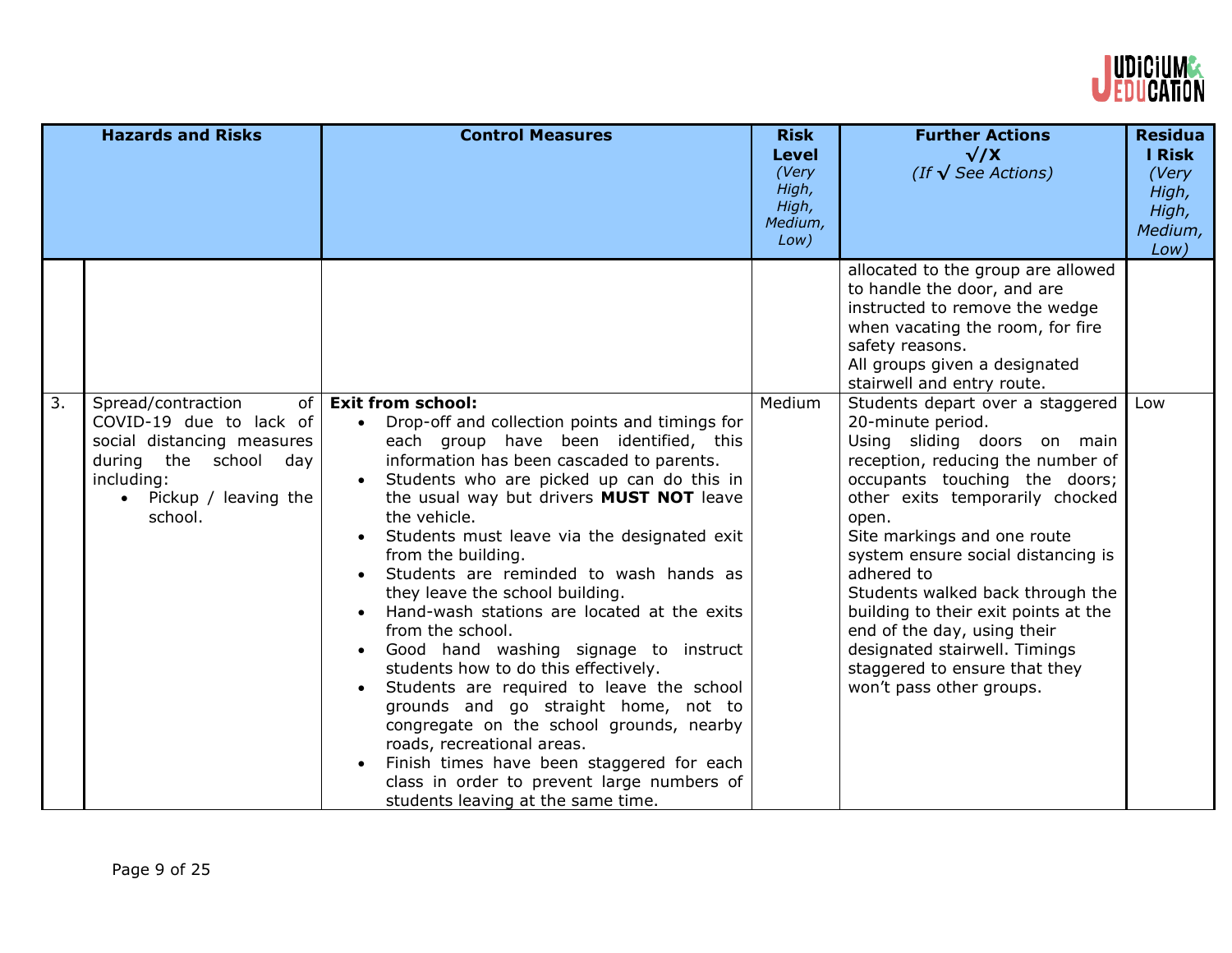| | Hazards and Risks | Control Measures | Risk Level *(Very High, High, Medium, Low)* | Further Actions √/X *(If √ See Actions)* | Residual Risk *(Very High, High, Medium, Low)* |
|---|---|---|---|---|---|
| | | | | allocated to the group are allowed to handle the door, and are instructed to remove the wedge when vacating the room, for fire safety reasons.<br>All groups given a designated stairwell and entry route. | |
| 3. | Spread/contraction of COVID-19 due to lack of social distancing measures during the school day including:<br>• Pickup / leaving the school. | **Exit from school:**<br>• Drop-off and collection points and timings for each group have been identified, this information has been cascaded to parents.<br>• Students who are picked up can do this in the usual way but drivers **MUST NOT** leave the vehicle.<br>• Students must leave via the designated exit from the building.<br>• Students are reminded to wash hands as they leave the school building.<br>• Hand-wash stations are located at the exits from the school.<br>• Good hand washing signage to instruct students how to do this effectively.<br>• Students are required to leave the school grounds and go straight home, not to congregate on the school grounds, nearby roads, recreational areas.<br>• Finish times have been staggered for each class in order to prevent large numbers of students leaving at the same time. | Medium | Students depart over a staggered 20-minute period.<br>Using sliding doors on main reception, reducing the number of occupants touching the doors; other exits temporarily chocked open.<br>Site markings and one route system ensure social distancing is adhered to<br>Students walked back through the building to their exit points at the end of the day, using their designated stairwell. Timings staggered to ensure that they won't pass other groups. | Low |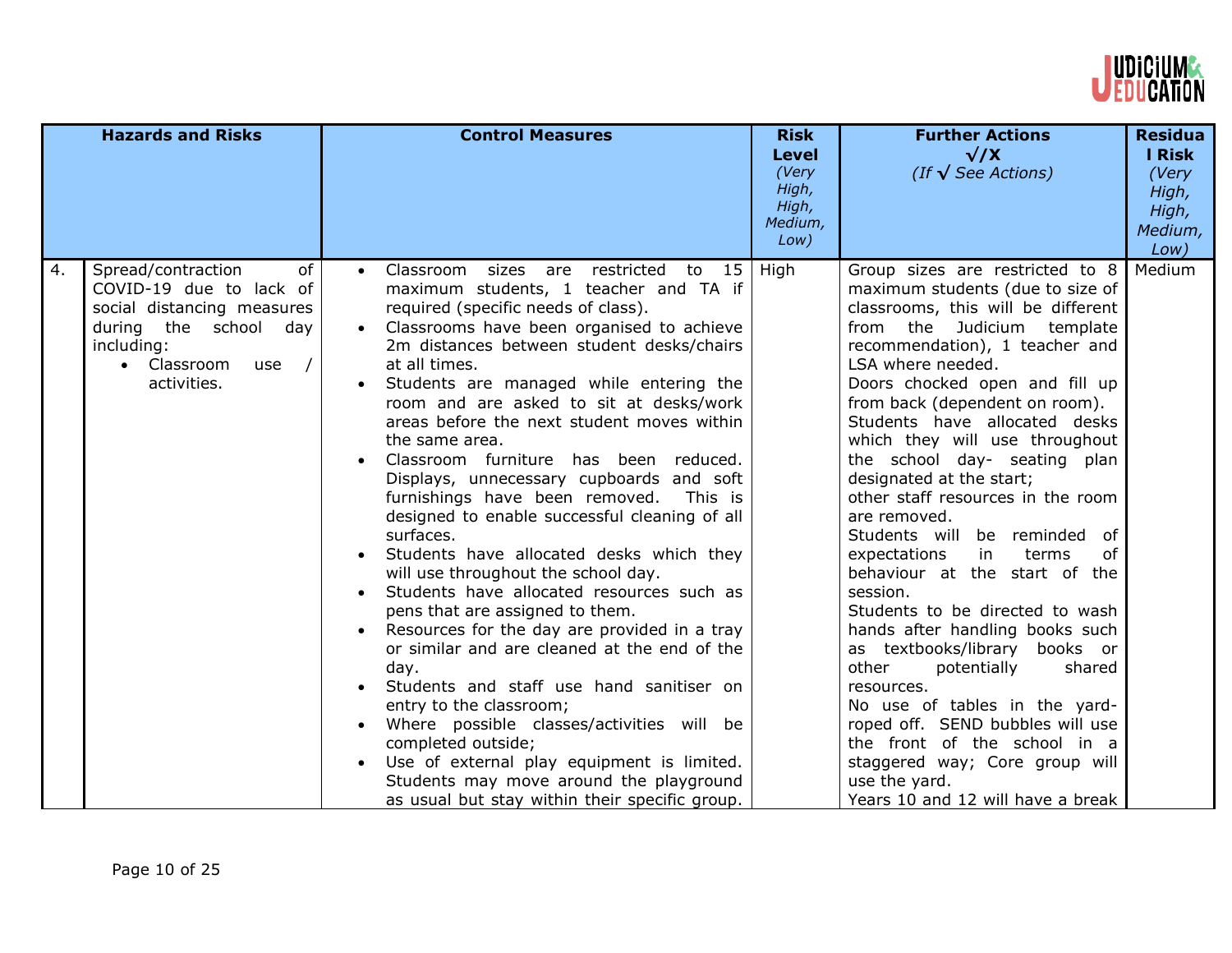| | Hazards and Risks | Control Measures | Risk Level *(Very High, High, Medium, Low)* | Further Actions √/X *(If √ See Actions)* | Residual Risk *(Very High, High, Medium, Low)* |
|---|---|---|---|---|---|
| 4. | Spread/contraction of COVID-19 due to lack of social distancing measures during the school day including: <br>• Classroom use / activities. | • Classroom sizes are restricted to 15 maximum students, 1 teacher and TA if required (specific needs of class). <br>• Classrooms have been organised to achieve 2m distances between student desks/chairs at all times. <br>• Students are managed while entering the room and are asked to sit at desks/work areas before the next student moves within the same area. <br>• Classroom furniture has been reduced. Displays, unnecessary cupboards and soft furnishings have been removed. This is designed to enable successful cleaning of all surfaces. <br>• Students have allocated desks which they will use throughout the school day. <br>• Students have allocated resources such as pens that are assigned to them. <br>• Resources for the day are provided in a tray or similar and are cleaned at the end of the day. <br>• Students and staff use hand sanitiser on entry to the classroom; <br>• Where possible classes/activities will be completed outside; <br>• Use of external play equipment is limited. Students may move around the playground as usual but stay within their specific group. | High | Group sizes are restricted to 8 maximum students (due to size of classrooms, this will be different from the Judicium template recommendation), 1 teacher and LSA where needed. <br>Doors chocked open and fill up from back (dependent on room). <br>Students have allocated desks which they will use throughout the school day- seating plan designated at the start; <br>other staff resources in the room are removed. <br>Students will be reminded of expectations in terms of behaviour at the start of the session. <br>Students to be directed to wash hands after handling books such as textbooks/library books or other potentially shared resources. <br>No use of tables in the yard-roped off. SEND bubbles will use the front of the school in a staggered way; Core group will use the yard. <br>Years 10 and 12 will have a break | Medium |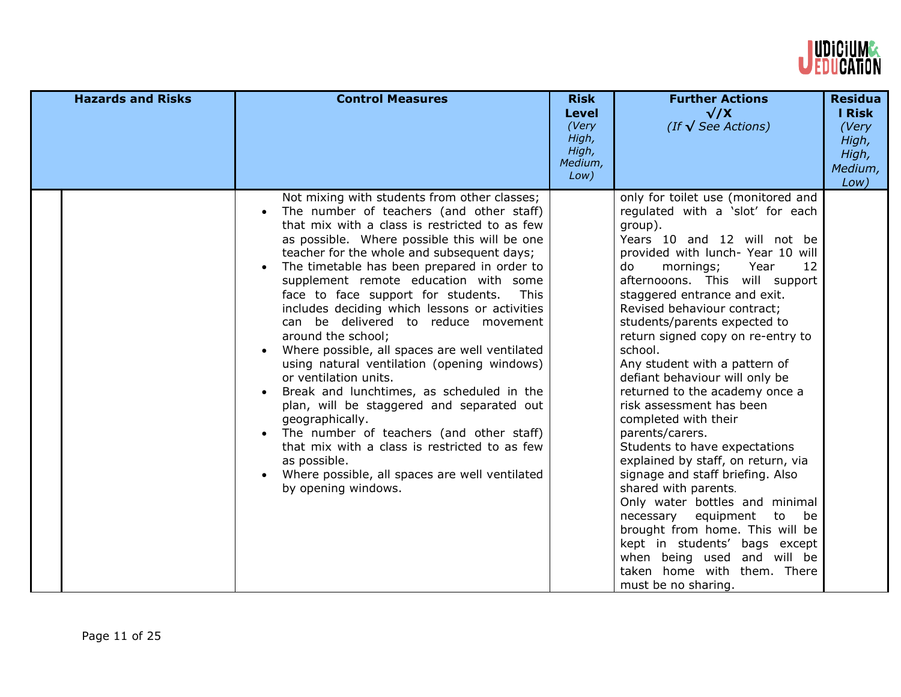| Hazards and Risks | Control Measures | Risk Level *(Very High, High, Medium, Low)* | Further Actions √/X *(If √ See Actions)* | Residual Risk *(Very High, High, Medium, Low)* |
|---|---|---|---|---|
| | Not mixing with students from other classes;<br>• The number of teachers (and other staff) that mix with a class is restricted to as few as possible. Where possible this will be one teacher for the whole and subsequent days;<br>• The timetable has been prepared in order to supplement remote education with some face to face support for students. This includes deciding which lessons or activities can be delivered to reduce movement around the school;<br>• Where possible, all spaces are well ventilated using natural ventilation (opening windows) or ventilation units.<br>• Break and lunchtimes, as scheduled in the plan, will be staggered and separated out geographically.<br>• The number of teachers (and other staff) that mix with a class is restricted to as few as possible.<br>• Where possible, all spaces are well ventilated by opening windows. | | only for toilet use (monitored and regulated with a 'slot' for each group).<br>Years 10 and 12 will not be provided with lunch- Year 10 will do mornings; Year 12 afternooons. This will support staggered entrance and exit.<br>Revised behaviour contract; students/parents expected to return signed copy on re-entry to school.<br>Any student with a pattern of defiant behaviour will only be returned to the academy once a risk assessment has been completed with their parents/carers.<br>Students to have expectations explained by staff, on return, via signage and staff briefing. Also shared with parents.<br>Only water bottles and minimal necessary equipment to be brought from home. This will be kept in students' bags except when being used and will be taken home with them. There must be no sharing. | |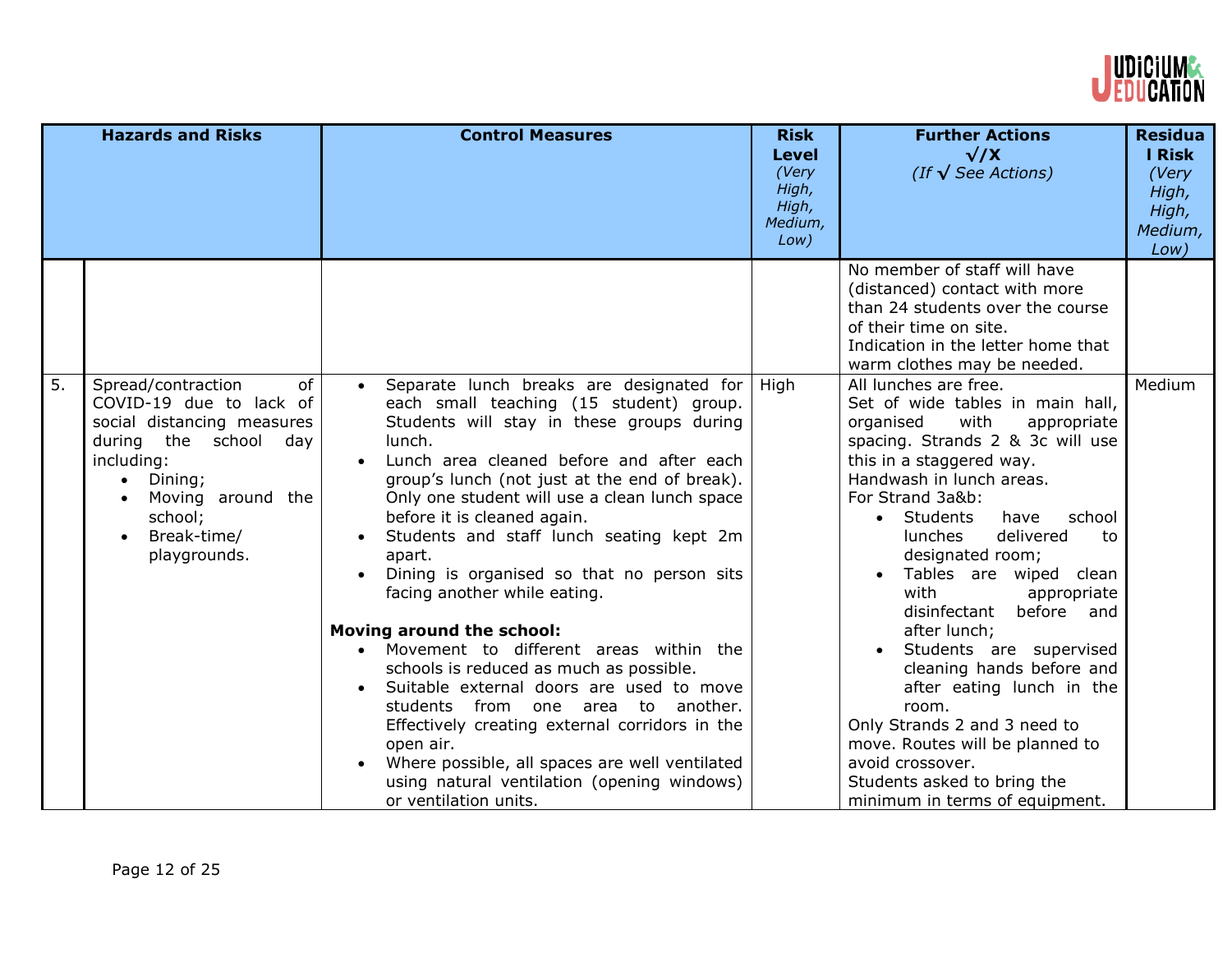| | Hazards and Risks | Control Measures | Risk Level *(Very High, High, Medium, Low)* | Further Actions √/X *(If √ See Actions)* | Residual Risk *(Very High, High, Medium, Low)* |
|---|---|---|---|---|---|
| | | | | No member of staff will have (distanced) contact with more than 24 students over the course of their time on site.<br>Indication in the letter home that warm clothes may be needed. | |
| 5. | Spread/contraction of COVID-19 due to lack of social distancing measures during the school day including:<br>• Dining;<br>• Moving around the school;<br>• Break-time/ playgrounds. | • Separate lunch breaks are designated for each small teaching (15 student) group. Students will stay in these groups during lunch.<br>• Lunch area cleaned before and after each group's lunch (not just at the end of break). Only one student will use a clean lunch space before it is cleaned again.<br>• Students and staff lunch seating kept 2m apart.<br>• Dining is organised so that no person sits facing another while eating.<br><br>**Moving around the school:**<br>• Movement to different areas within the schools is reduced as much as possible.<br>• Suitable external doors are used to move students from one area to another. Effectively creating external corridors in the open air.<br>• Where possible, all spaces are well ventilated using natural ventilation (opening windows) or ventilation units. | High | All lunches are free.<br>Set of wide tables in main hall, organised with appropriate spacing. Strands 2 & 3c will use this in a staggered way.<br>Handwash in lunch areas.<br>For Strand 3a&b:<br>• Students have school lunches delivered to designated room;<br>• Tables are wiped clean with appropriate disinfectant before and after lunch;<br>• Students are supervised cleaning hands before and after eating lunch in the room.<br>Only Strands 2 and 3 need to move. Routes will be planned to avoid crossover.<br>Students asked to bring the minimum in terms of equipment. | Medium |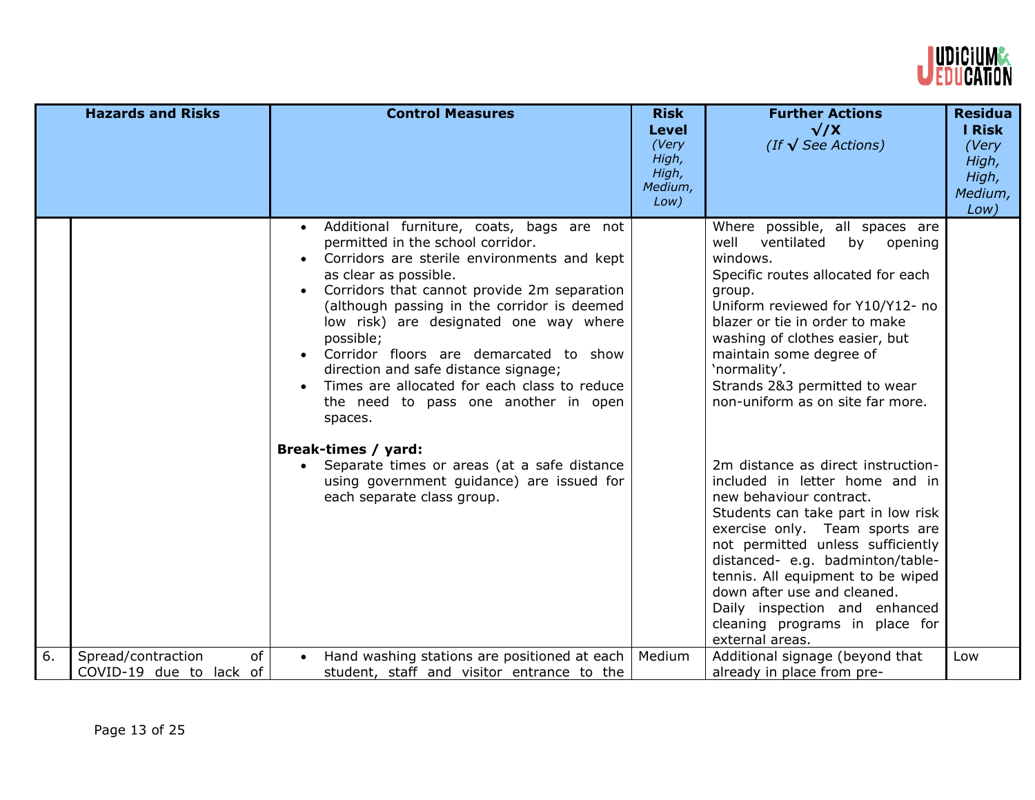| | Hazards and Risks | Control Measures | Risk Level *(Very High, High, Medium, Low)* | Further Actions √/X *(If √ See Actions)* | Residual Risk *(Very High, High, Medium, Low)* |
|---|---|---|---|---|---|
| | | • Additional furniture, coats, bags are not permitted in the school corridor.<br>• Corridors are sterile environments and kept as clear as possible.<br>• Corridors that cannot provide 2m separation (although passing in the corridor is deemed low risk) are designated one way where possible;<br>• Corridor floors are demarcated to show direction and safe distance signage;<br>• Times are allocated for each class to reduce the need to pass one another in open spaces.<br><br>**Break-times / yard:**<br>• Separate times or areas (at a safe distance using government guidance) are issued for each separate class group. | | Where possible, all spaces are well ventilated by opening windows.<br>Specific routes allocated for each group.<br>Uniform reviewed for Y10/Y12- no blazer or tie in order to make washing of clothes easier, but maintain some degree of 'normality'.<br>Strands 2&3 permitted to wear non-uniform as on site far more.<br><br>2m distance as direct instruction- included in letter home and in new behaviour contract.<br>Students can take part in low risk exercise only. Team sports are not permitted unless sufficiently distanced- e.g. badminton/table-tennis. All equipment to be wiped down after use and cleaned.<br>Daily inspection and enhanced cleaning programs in place for external areas. | |
| 6. | Spread/contraction of COVID-19 due to lack of | • Hand washing stations are positioned at each student, staff and visitor entrance to the | Medium | Additional signage (beyond that already in place from pre- | Low |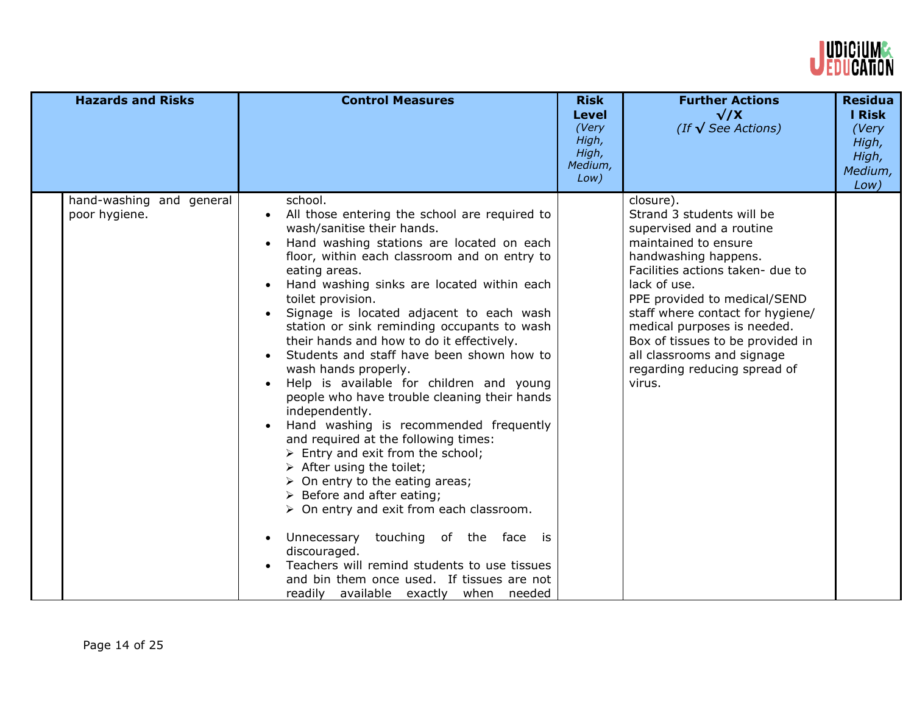| Hazards and Risks | Control Measures | Risk Level *(Very High, High, Medium, Low)* | Further Actions √/X *(If √ See Actions)* | Residual Risk *(Very High, High, Medium, Low)* |
|---|---|---|---|---|
| hand-washing and general poor hygiene. | school.<br>• All those entering the school are required to wash/sanitise their hands.<br>• Hand washing stations are located on each floor, within each classroom and on entry to eating areas.<br>• Hand washing sinks are located within each toilet provision.<br>• Signage is located adjacent to each wash station or sink reminding occupants to wash their hands and how to do it effectively.<br>• Students and staff have been shown how to wash hands properly.<br>• Help is available for children and young people who have trouble cleaning their hands independently.<br>• Hand washing is recommended frequently and required at the following times:<br>➢ Entry and exit from the school;<br>➢ After using the toilet;<br>➢ On entry to the eating areas;<br>➢ Before and after eating;<br>➢ On entry and exit from each classroom.<br><br>• Unnecessary touching of the face is discouraged.<br>• Teachers will remind students to use tissues and bin them once used. If tissues are not readily available exactly when needed | | closure).<br>Strand 3 students will be supervised and a routine maintained to ensure handwashing happens.<br>Facilities actions taken- due to lack of use.<br>PPE provided to medical/SEND staff where contact for hygiene/ medical purposes is needed.<br>Box of tissues to be provided in all classrooms and signage regarding reducing spread of virus. | |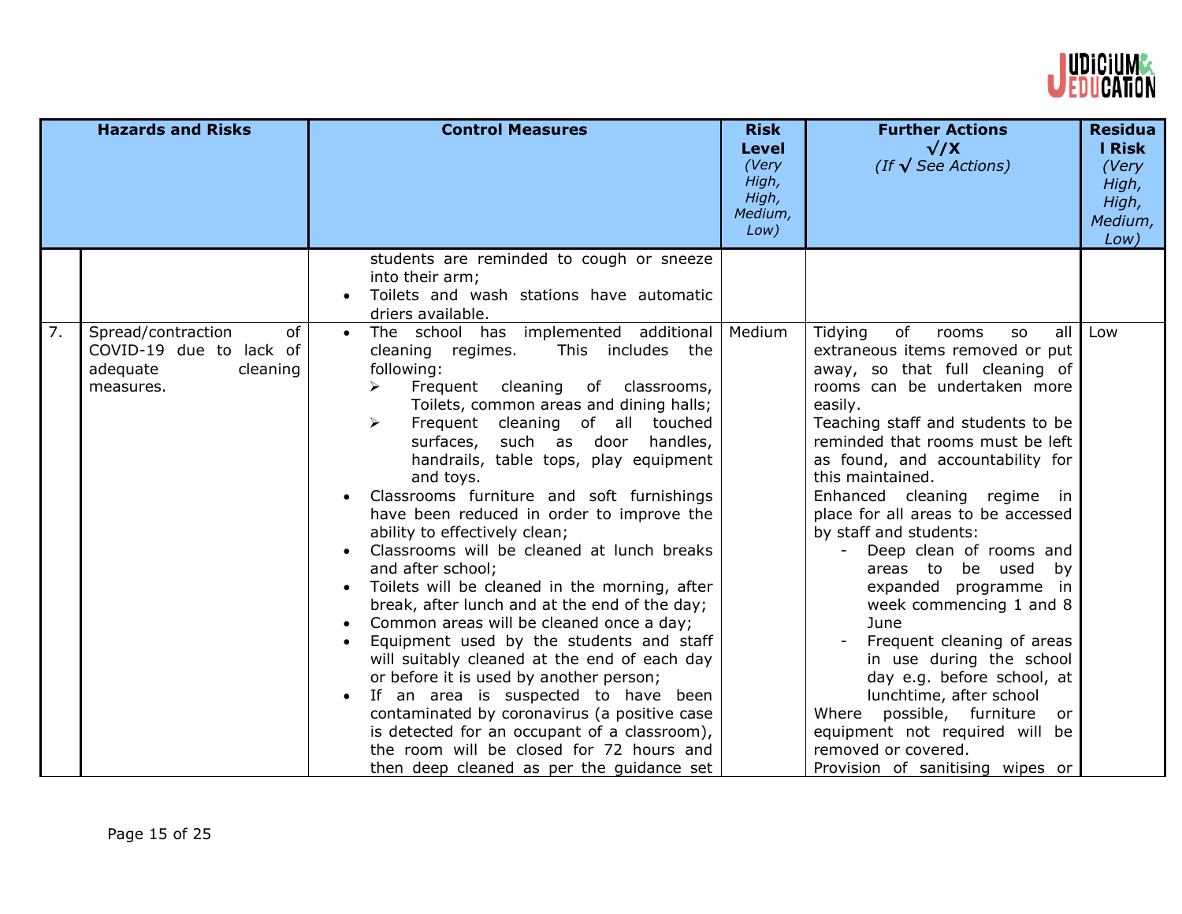| | Hazards and Risks | Control Measures | Risk Level *(Very High, High, Medium, Low)* | Further Actions √/X *(If √ See Actions)* | Residual Risk *(Very High, High, Medium, Low)* |
|---|---|---|---|---|---|
| | | students are reminded to cough or sneeze into their arm;<br>• Toilets and wash stations have automatic driers available. | | | |
| 7. | Spread/contraction of COVID-19 due to lack of adequate cleaning measures. | • The school has implemented additional cleaning regimes. This includes the following:<br>➢ Frequent cleaning of classrooms, Toilets, common areas and dining halls;<br>➢ Frequent cleaning of all touched surfaces, such as door handles, handrails, table tops, play equipment and toys.<br>• Classrooms furniture and soft furnishings have been reduced in order to improve the ability to effectively clean;<br>• Classrooms will be cleaned at lunch breaks and after school;<br>• Toilets will be cleaned in the morning, after break, after lunch and at the end of the day;<br>• Common areas will be cleaned once a day;<br>• Equipment used by the students and staff will suitably cleaned at the end of each day or before it is used by another person;<br>• If an area is suspected to have been contaminated by coronavirus (a positive case is detected for an occupant of a classroom), the room will be closed for 72 hours and then deep cleaned as per the guidance set | Medium | Tidying of rooms so all extraneous items removed or put away, so that full cleaning of rooms can be undertaken more easily.<br>Teaching staff and students to be reminded that rooms must be left as found, and accountability for this maintained.<br>Enhanced cleaning regime in place for all areas to be accessed by staff and students:<br>- Deep clean of rooms and areas to be used by expanded programme in week commencing 1 and 8 June<br>- Frequent cleaning of areas in use during the school day e.g. before school, at lunchtime, after school<br>Where possible, furniture or equipment not required will be removed or covered.<br>Provision of sanitising wipes or | Low |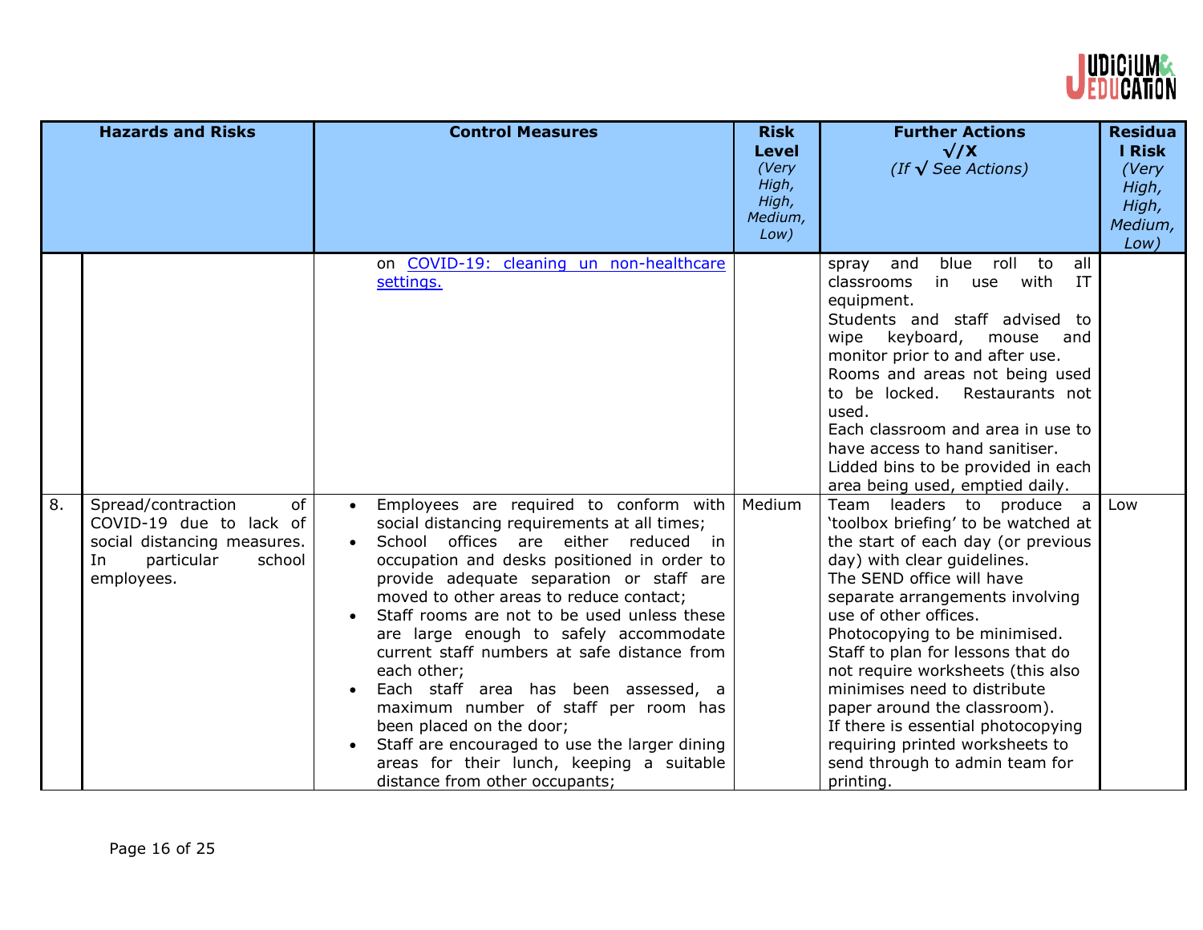| | Hazards and Risks | Control Measures | Risk Level (Very High, High, Medium, Low) | Further Actions √/X (If √ See Actions) | Residual Risk (Very High, High, Medium, Low) |
|---|---|---|---|---|---|
| | | on COVID-19: cleaning un non-healthcare settings. | | spray and blue roll to all classrooms in use with IT equipment.<br>Students and staff advised to wipe keyboard, mouse and monitor prior to and after use.<br>Rooms and areas not being used to be locked. Restaurants not used.<br>Each classroom and area in use to have access to hand sanitiser.<br>Lidded bins to be provided in each area being used, emptied daily. | |
| 8. | Spread/contraction of COVID-19 due to lack of social distancing measures. In particular school employees. | • Employees are required to conform with social distancing requirements at all times;<br>• School offices are either reduced in occupation and desks positioned in order to provide adequate separation or staff are moved to other areas to reduce contact;<br>• Staff rooms are not to be used unless these are large enough to safely accommodate current staff numbers at safe distance from each other;<br>• Each staff area has been assessed, a maximum number of staff per room has been placed on the door;<br>• Staff are encouraged to use the larger dining areas for their lunch, keeping a suitable distance from other occupants; | Medium | Team leaders to produce a 'toolbox briefing' to be watched at the start of each day (or previous day) with clear guidelines.<br>The SEND office will have separate arrangements involving use of other offices.<br>Photocopying to be minimised. Staff to plan for lessons that do not require worksheets (this also minimises need to distribute paper around the classroom).<br>If there is essential photocopying requiring printed worksheets to send through to admin team for printing. | Low |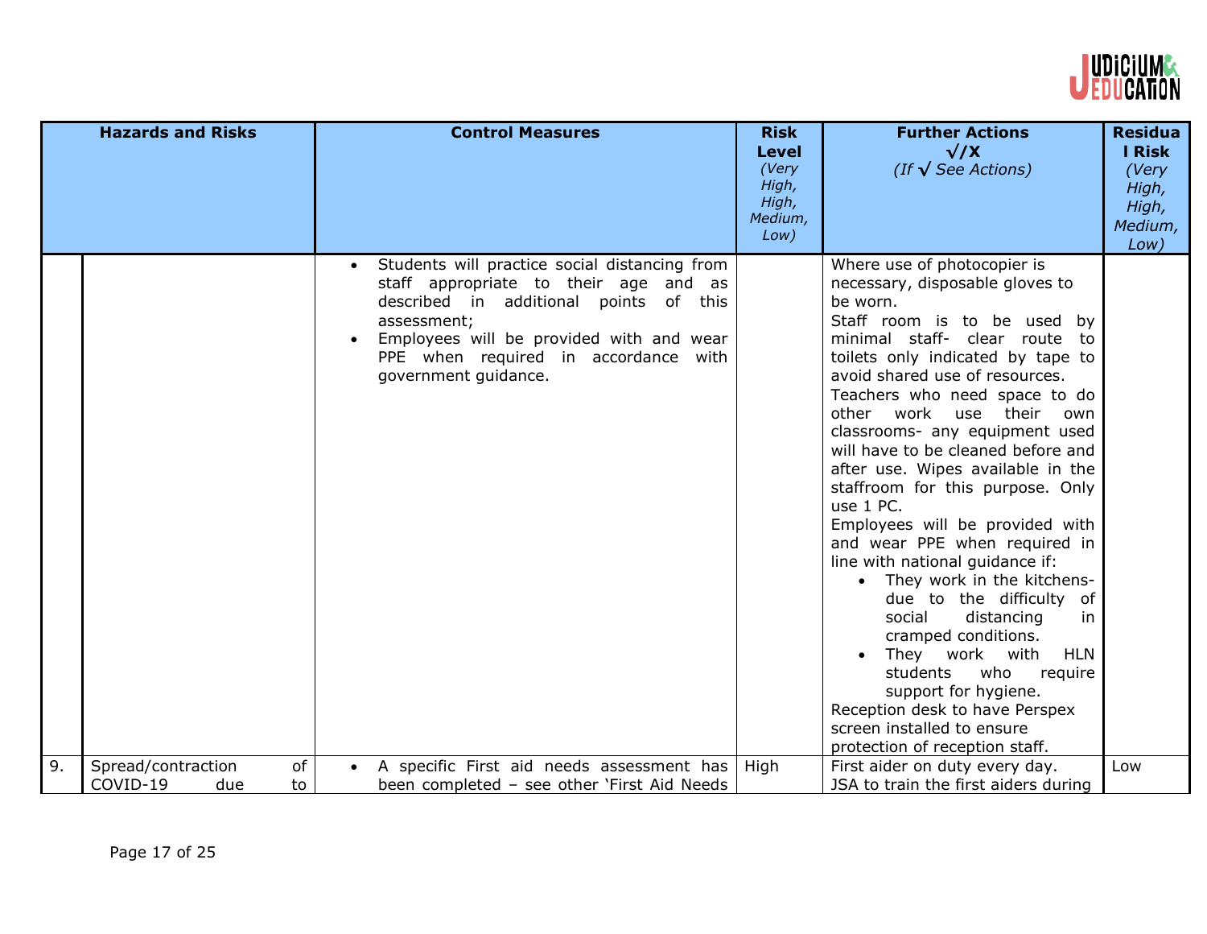| | Hazards and Risks | Control Measures | Risk Level *(Very High, High, Medium, Low)* | Further Actions √/X *(If √ See Actions)* | Residual Risk *(Very High, High, Medium, Low)* |
|---|---|---|---|---|---|
| | | • Students will practice social distancing from staff appropriate to their age and as described in additional points of this assessment;<br>• Employees will be provided with and wear PPE when required in accordance with government guidance. | | Where use of photocopier is necessary, disposable gloves to be worn.<br>Staff room is to be used by minimal staff- clear route to toilets only indicated by tape to avoid shared use of resources.<br>Teachers who need space to do other work use their own classrooms- any equipment used will have to be cleaned before and after use. Wipes available in the staffroom for this purpose. Only use 1 PC.<br>Employees will be provided with and wear PPE when required in line with national guidance if:<br>• They work in the kitchens- due to the difficulty of social distancing in cramped conditions.<br>• They work with HLN students who require support for hygiene.<br>Reception desk to have Perspex screen installed to ensure protection of reception staff. | |
| 9. | Spread/contraction of COVID-19 due to | • A specific First aid needs assessment has been completed – see other 'First Aid Needs | High | First aider on duty every day.<br>JSA to train the first aiders during | Low |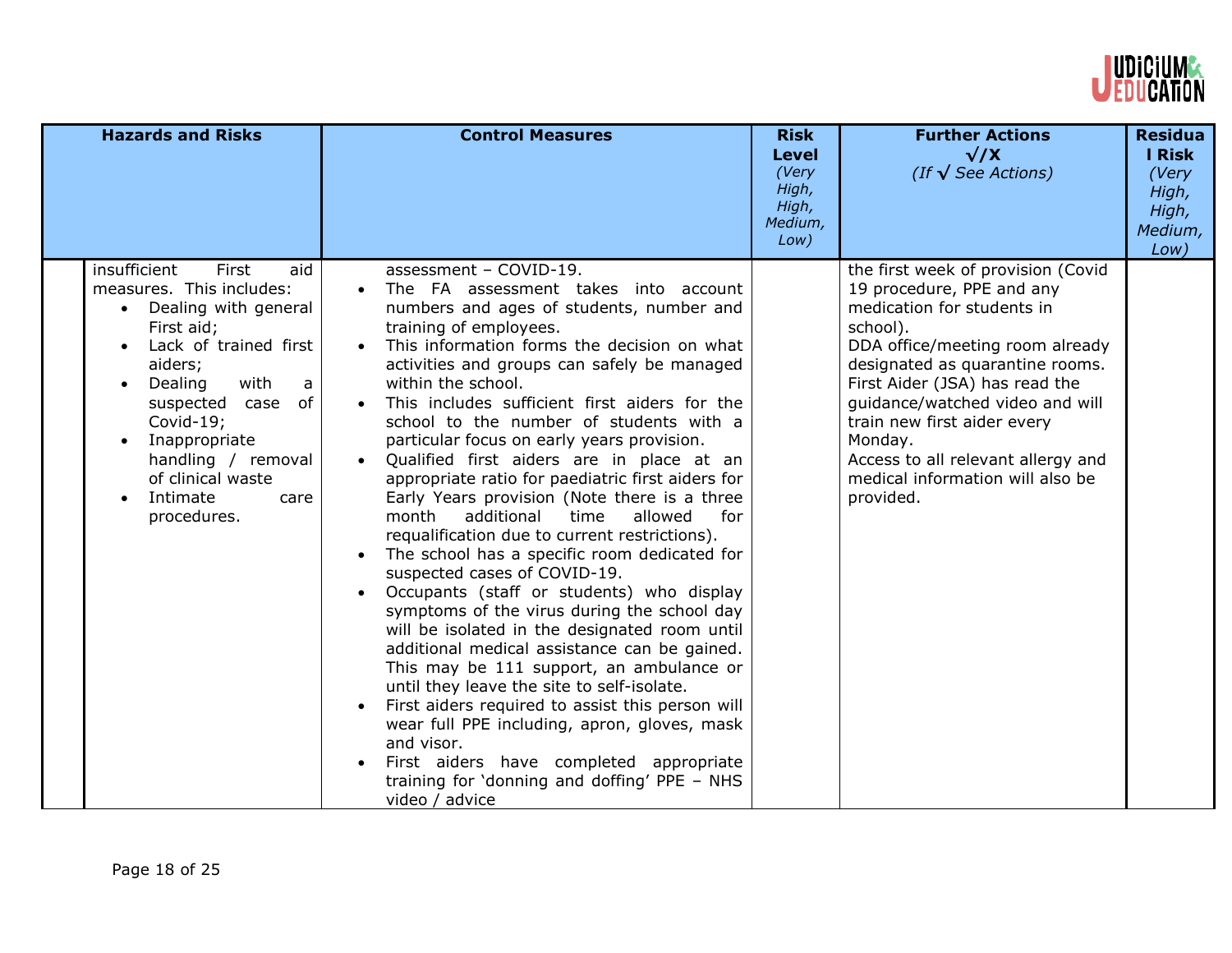| Hazards and Risks | Control Measures | Risk Level (Very High, High, Medium, Low) | Further Actions √/X (If √ See Actions) | Residual Risk (Very High, High, Medium, Low) |
|---|---|---|---|---|
| insufficient First aid measures. This includes:<br>• Dealing with general First aid;<br>• Lack of trained first aiders;<br>• Dealing with a suspected case of Covid-19;<br>• Inappropriate handling / removal of clinical waste<br>• Intimate care procedures. | assessment – COVID-19.<br>• The FA assessment takes into account numbers and ages of students, number and training of employees.<br>• This information forms the decision on what activities and groups can safely be managed within the school.<br>• This includes sufficient first aiders for the school to the number of students with a particular focus on early years provision.<br>• Qualified first aiders are in place at an appropriate ratio for paediatric first aiders for Early Years provision (Note there is a three month additional time allowed for requalification due to current restrictions).<br>• The school has a specific room dedicated for suspected cases of COVID-19.<br>• Occupants (staff or students) who display symptoms of the virus during the school day will be isolated in the designated room until additional medical assistance can be gained. This may be 111 support, an ambulance or until they leave the site to self-isolate.<br>• First aiders required to assist this person will wear full PPE including, apron, gloves, mask and visor.<br>• First aiders have completed appropriate training for 'donning and doffing' PPE – NHS video / advice | | the first week of provision (Covid 19 procedure, PPE and any medication for students in school).<br>DDA office/meeting room already designated as quarantine rooms.<br>First Aider (JSA) has read the guidance/watched video and will train new first aider every Monday.<br>Access to all relevant allergy and medical information will also be provided. | |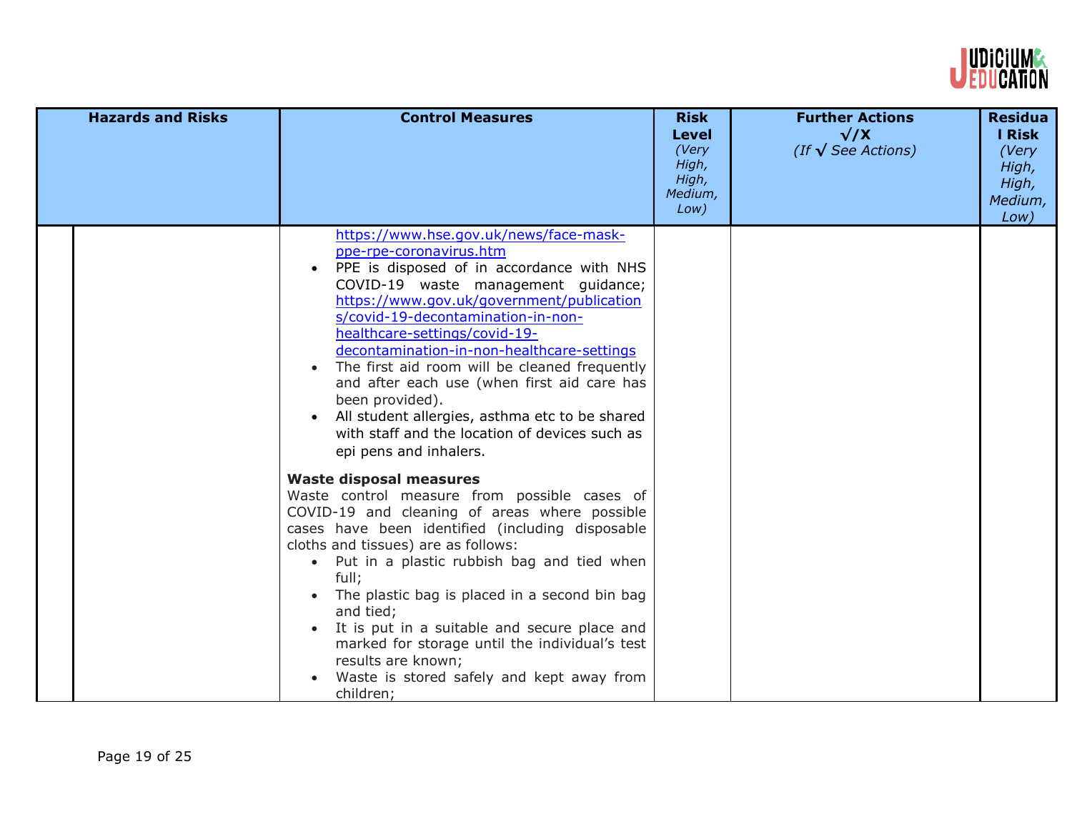| Hazards and Risks | Control Measures | Risk Level (Very High, High, Medium, Low) | Further Actions √/X (If √ See Actions) | Residual Risk (Very High, High, Medium, Low) |
|---|---|---|---|---|
| | https://www.hse.gov.uk/news/face-mask-ppe-rpe-coronavirus.htm<br>• PPE is disposed of in accordance with NHS COVID-19 waste management guidance; https://www.gov.uk/government/publications/covid-19-decontamination-in-non-healthcare-settings/covid-19-decontamination-in-non-healthcare-settings<br>• The first aid room will be cleaned frequently and after each use (when first aid care has been provided).<br>• All student allergies, asthma etc to be shared with staff and the location of devices such as epi pens and inhalers.<br><br>**Waste disposal measures**<br>Waste control measure from possible cases of COVID-19 and cleaning of areas where possible cases have been identified (including disposable cloths and tissues) are as follows:<br>• Put in a plastic rubbish bag and tied when full;<br>• The plastic bag is placed in a second bin bag and tied;<br>• It is put in a suitable and secure place and marked for storage until the individual's test results are known;<br>• Waste is stored safely and kept away from children; | | | |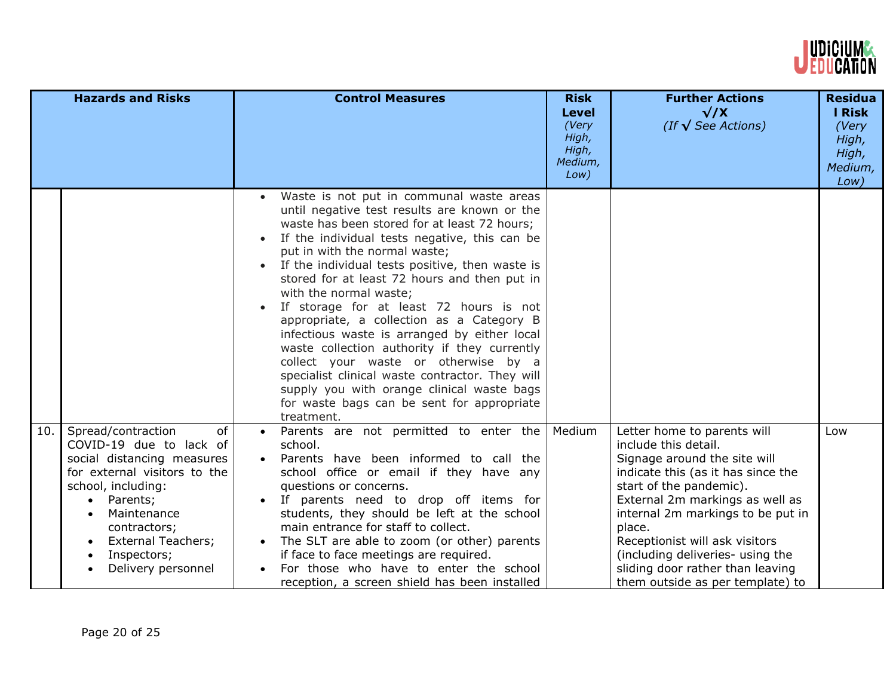| | Hazards and Risks | Control Measures | Risk Level *(Very High, High, Medium, Low)* | Further Actions √/X *(If √ See Actions)* | Residual Risk *(Very High, High, Medium, Low)* |
|---|---|---|---|---|---|
| | | • Waste is not put in communal waste areas until negative test results are known or the waste has been stored for at least 72 hours;<br>• If the individual tests negative, this can be put in with the normal waste;<br>• If the individual tests positive, then waste is stored for at least 72 hours and then put in with the normal waste;<br>• If storage for at least 72 hours is not appropriate, a collection as a Category B infectious waste is arranged by either local waste collection authority if they currently collect your waste or otherwise by a specialist clinical waste contractor. They will supply you with orange clinical waste bags for waste bags can be sent for appropriate treatment. | | | |
| 10. | Spread/contraction of COVID-19 due to lack of social distancing measures for external visitors to the school, including:<br>• Parents;<br>• Maintenance contractors;<br>• External Teachers;<br>• Inspectors;<br>• Delivery personnel | • Parents are not permitted to enter the school.<br>• Parents have been informed to call the school office or email if they have any questions or concerns.<br>• If parents need to drop off items for students, they should be left at the school main entrance for staff to collect.<br>• The SLT are able to zoom (or other) parents if face to face meetings are required.<br>• For those who have to enter the school reception, a screen shield has been installed | Medium | Letter home to parents will include this detail.<br>Signage around the site will indicate this (as it has since the start of the pandemic).<br>External 2m markings as well as internal 2m markings to be put in place.<br>Receptionist will ask visitors (including deliveries- using the sliding door rather than leaving them outside as per template) to | Low |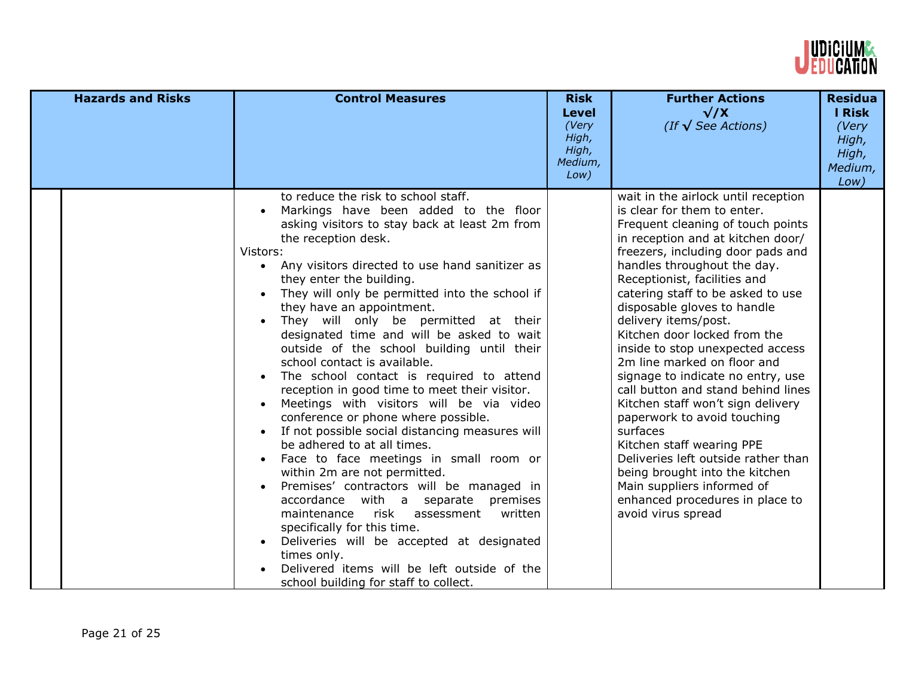| Hazards and Risks | Control Measures | Risk Level *(Very High, High, Medium, Low)* | Further Actions √/X *(If √ See Actions)* | Residual Risk *(Very High, High, Medium, Low)* |
|---|---|---|---|---|
| | to reduce the risk to school staff.<br>• Markings have been added to the floor asking visitors to stay back at least 2m from the reception desk.<br>Vistors:<br>• Any visitors directed to use hand sanitizer as they enter the building.<br>• They will only be permitted into the school if they have an appointment.<br>• They will only be permitted at their designated time and will be asked to wait outside of the school building until their school contact is available.<br>• The school contact is required to attend reception in good time to meet their visitor.<br>• Meetings with visitors will be via video conference or phone where possible.<br>• If not possible social distancing measures will be adhered to at all times.<br>• Face to face meetings in small room or within 2m are not permitted.<br>• Premises' contractors will be managed in accordance with a separate premises maintenance risk assessment written specifically for this time.<br>• Deliveries will be accepted at designated times only.<br>• Delivered items will be left outside of the school building for staff to collect. | | wait in the airlock until reception is clear for them to enter.<br>Frequent cleaning of touch points in reception and at kitchen door/ freezers, including door pads and handles throughout the day.<br>Receptionist, facilities and catering staff to be asked to use disposable gloves to handle delivery items/post.<br>Kitchen door locked from the inside to stop unexpected access<br>2m line marked on floor and signage to indicate no entry, use call button and stand behind lines<br>Kitchen staff won't sign delivery paperwork to avoid touching surfaces<br>Kitchen staff wearing PPE<br>Deliveries left outside rather than being brought into the kitchen<br>Main suppliers informed of enhanced procedures in place to avoid virus spread | |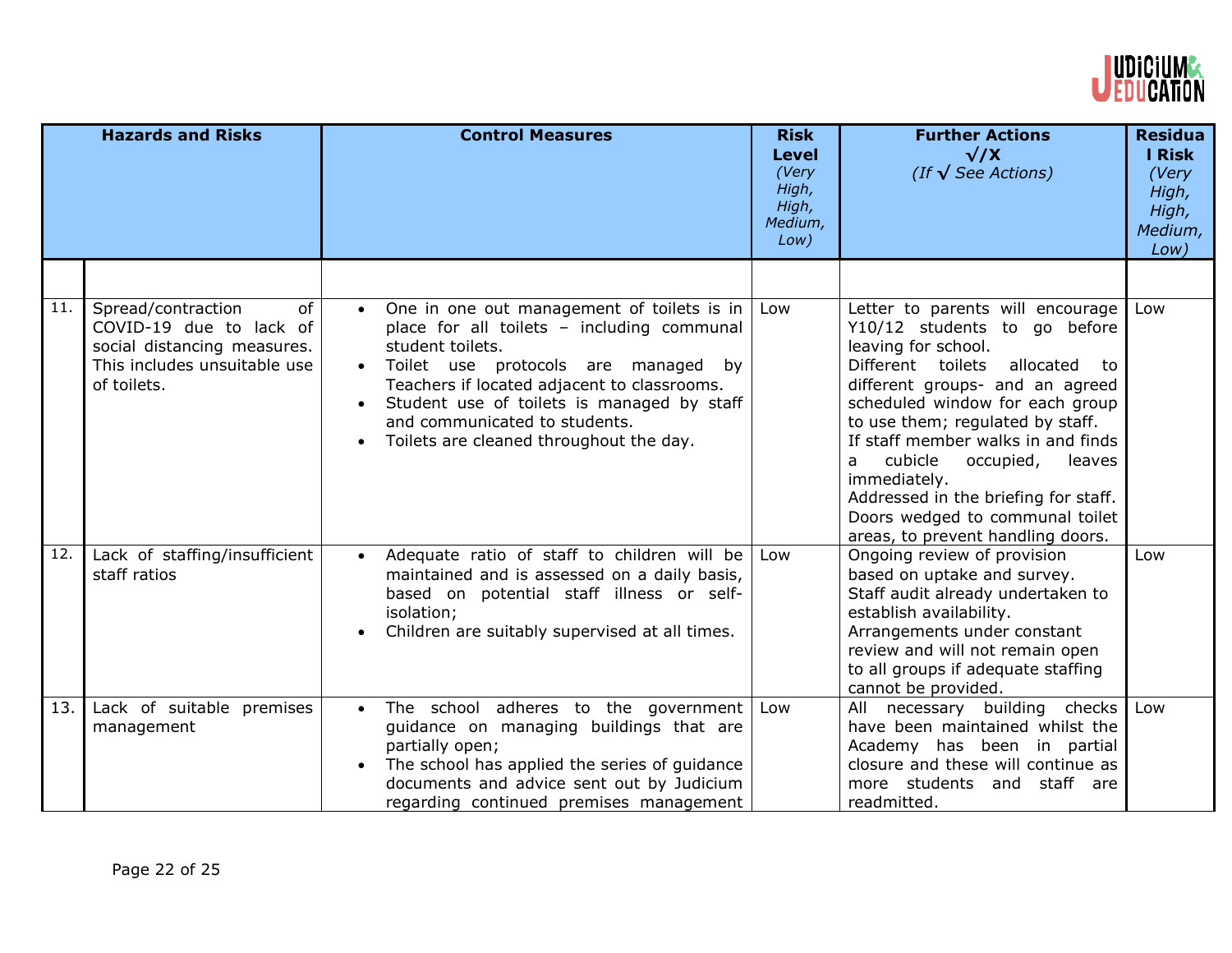| | Hazards and Risks | Control Measures | Risk Level *(Very High, High, Medium, Low)* | Further Actions √/X *(If √ See Actions)* | Residual Risk *(Very High, High, Medium, Low)* |
|---|---|---|---|---|---|
| | | | | | |
| 11. | Spread/contraction of COVID-19 due to lack of social distancing measures. This includes unsuitable use of toilets. | • One in one out management of toilets is in place for all toilets – including communal student toilets.<br>• Toilet use protocols are managed by Teachers if located adjacent to classrooms.<br>• Student use of toilets is managed by staff and communicated to students.<br>• Toilets are cleaned throughout the day. | Low | Letter to parents will encourage Y10/12 students to go before leaving for school.<br>Different toilets allocated to different groups- and an agreed scheduled window for each group to use them; regulated by staff.<br>If staff member walks in and finds a cubicle occupied, leaves immediately.<br>Addressed in the briefing for staff.<br>Doors wedged to communal toilet areas, to prevent handling doors. | Low |
| 12. | Lack of staffing/insufficient staff ratios | • Adequate ratio of staff to children will be maintained and is assessed on a daily basis, based on potential staff illness or self-isolation;<br>• Children are suitably supervised at all times. | Low | Ongoing review of provision based on uptake and survey.<br>Staff audit already undertaken to establish availability.<br>Arrangements under constant review and will not remain open to all groups if adequate staffing cannot be provided. | Low |
| 13. | Lack of suitable premises management | • The school adheres to the government guidance on managing buildings that are partially open;<br>• The school has applied the series of guidance documents and advice sent out by Judicium regarding continued premises management | Low | All necessary building checks have been maintained whilst the Academy has been in partial closure and these will continue as more students and staff are readmitted. | Low |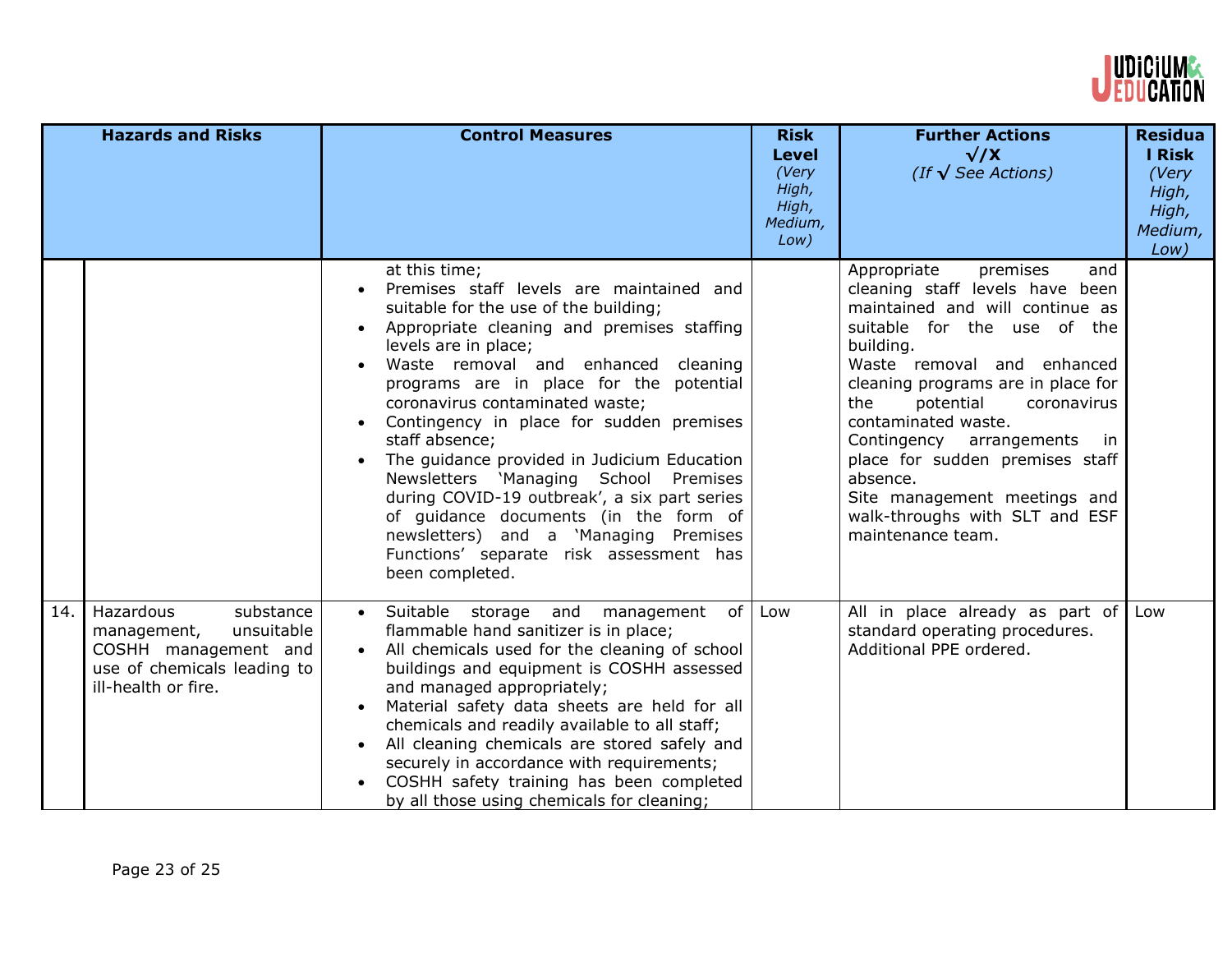| | Hazards and Risks | Control Measures | Risk Level *(Very High, High, Medium, Low)* | Further Actions √/X *(If √ See Actions)* | Residual Risk *(Very High, High, Medium, Low)* |
|---|---|---|---|---|---|
| | | at this time;<br>• Premises staff levels are maintained and suitable for the use of the building;<br>• Appropriate cleaning and premises staffing levels are in place;<br>• Waste removal and enhanced cleaning programs are in place for the potential coronavirus contaminated waste;<br>• Contingency in place for sudden premises staff absence;<br>• The guidance provided in Judicium Education Newsletters 'Managing School Premises during COVID-19 outbreak', a six part series of guidance documents (in the form of newsletters) and a 'Managing Premises Functions' separate risk assessment has been completed. | | Appropriate premises and cleaning staff levels have been maintained and will continue as suitable for the use of the building.<br>Waste removal and enhanced cleaning programs are in place for the potential coronavirus contaminated waste.<br>Contingency arrangements in place for sudden premises staff absence.<br>Site management meetings and walk-throughs with SLT and ESF maintenance team. | |
| 14. | Hazardous substance management, unsuitable COSHH management and use of chemicals leading to ill-health or fire. | • Suitable storage and management of flammable hand sanitizer is in place;<br>• All chemicals used for the cleaning of school buildings and equipment is COSHH assessed and managed appropriately;<br>• Material safety data sheets are held for all chemicals and readily available to all staff;<br>• All cleaning chemicals are stored safely and securely in accordance with requirements;<br>• COSHH safety training has been completed by all those using chemicals for cleaning; | Low | All in place already as part of standard operating procedures.<br>Additional PPE ordered. | Low |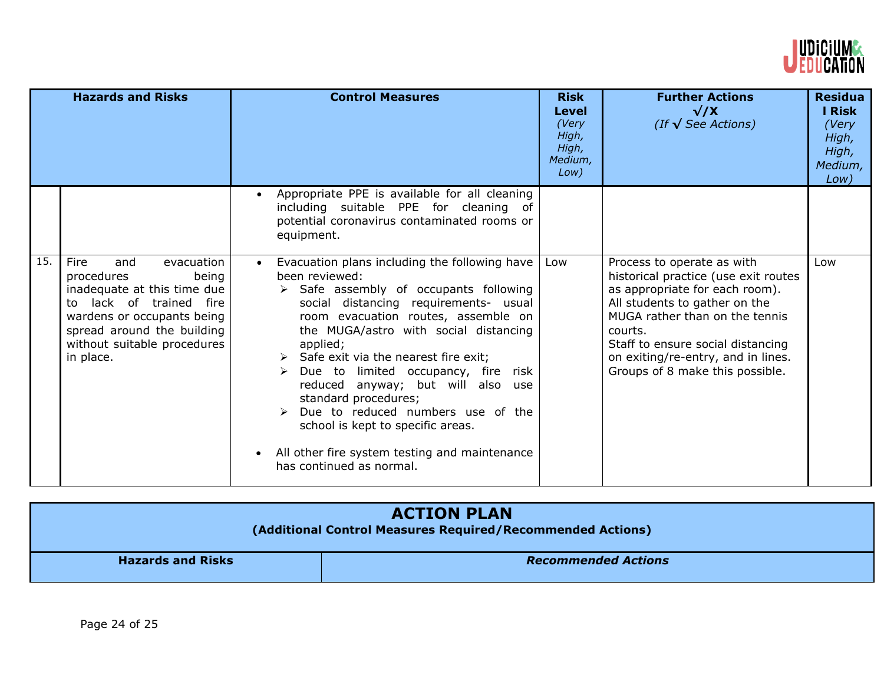| | Hazards and Risks | Control Measures | Risk Level *(Very High, High, Medium, Low)* | Further Actions √/X *(If √ See Actions)* | Residual Risk *(Very High, High, Medium, Low)* |
|---|---|---|---|---|---|
| | | • Appropriate PPE is available for all cleaning including suitable PPE for cleaning of potential coronavirus contaminated rooms or equipment. | | | |
| 15. | Fire and evacuation procedures being inadequate at this time due to lack of trained fire wardens or occupants being spread around the building without suitable procedures in place. | • Evacuation plans including the following have been reviewed:<br>➢ Safe assembly of occupants following social distancing requirements- usual room evacuation routes, assemble on the MUGA/astro with social distancing applied;<br>➢ Safe exit via the nearest fire exit;<br>➢ Due to limited occupancy, fire risk reduced anyway; but will also use standard procedures;<br>➢ Due to reduced numbers use of the school is kept to specific areas.<br><br>• All other fire system testing and maintenance has continued as normal. | Low | Process to operate as with historical practice (use exit routes as appropriate for each room).<br>All students to gather on the MUGA rather than on the tennis courts.<br>Staff to ensure social distancing on exiting/re-entry, and in lines. Groups of 8 make this possible. | Low |

## ACTION PLAN

**(Additional Control Measures Required/Recommended Actions)**

| Hazards and Risks | *Recommended Actions* |
|---|---|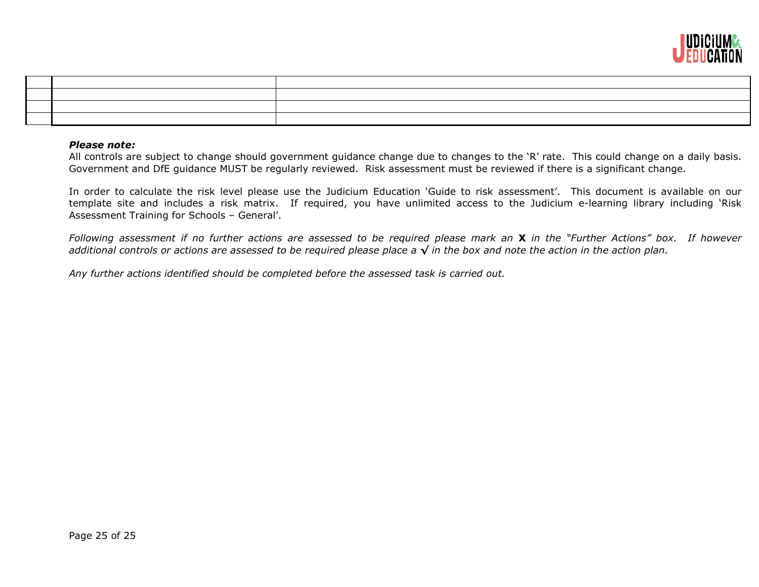| | | |
|---|---|---|
| | | |
| | | |
| | | |
| | | |

***Please note:***
All controls are subject to change should government guidance change due to changes to the 'R' rate. This could change on a daily basis. Government and DfE guidance MUST be regularly reviewed. Risk assessment must be reviewed if there is a significant change.

In order to calculate the risk level please use the Judicium Education 'Guide to risk assessment'. This document is available on our template site and includes a risk matrix. If required, you have unlimited access to the Judicium e-learning library including 'Risk Assessment Training for Schools – General'.

*Following assessment if no further actions are assessed to be required please mark an* **X** *in the "Further Actions" box. If however additional controls or actions are assessed to be required please place a* **√** *in the box and note the action in the action plan.*

*Any further actions identified should be completed before the assessed task is carried out.*